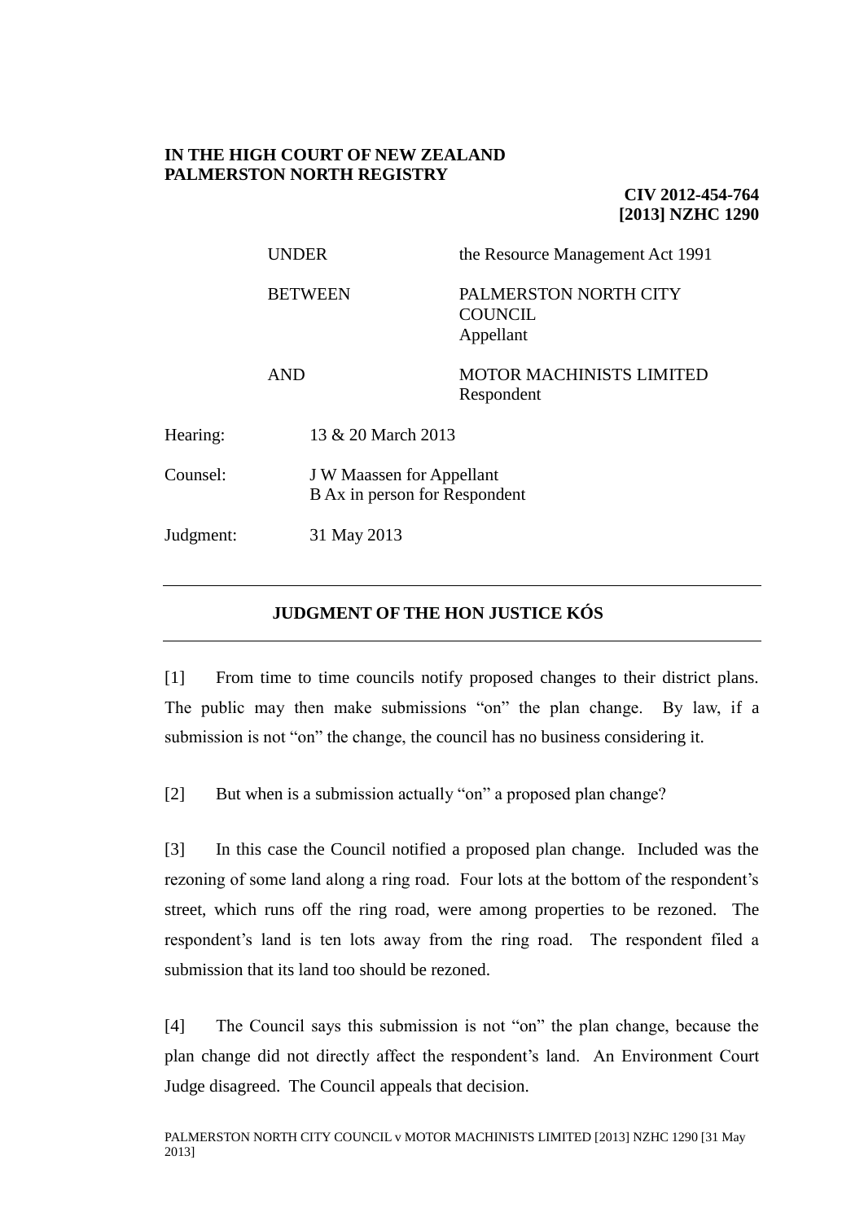**IN THE HIGH COURT OF NEW ZEALAND**
**PALMERSTON NORTH REGISTRY**

**CIV 2012-454-764**
**[2013] NZHC 1290**

| | |
|---|---|
| UNDER | the Resource Management Act 1991 |
| BETWEEN | PALMERSTON NORTH CITY COUNCIL<br>Appellant |
| AND | MOTOR MACHINISTS LIMITED<br>Respondent |

Hearing: 13 & 20 March 2013

Counsel: J W Maassen for Appellant
B Ax in person for Respondent

Judgment: 31 May 2013

---

## JUDGMENT OF THE HON JUSTICE KÓS

---

[1] From time to time councils notify proposed changes to their district plans. The public may then make submissions "on" the plan change. By law, if a submission is not "on" the change, the council has no business considering it.

[2] But when is a submission actually "on" a proposed plan change?

[3] In this case the Council notified a proposed plan change. Included was the rezoning of some land along a ring road. Four lots at the bottom of the respondent's street, which runs off the ring road, were among properties to be rezoned. The respondent's land is ten lots away from the ring road. The respondent filed a submission that its land too should be rezoned.

[4] The Council says this submission is not "on" the plan change, because the plan change did not directly affect the respondent's land. An Environment Court Judge disagreed. The Council appeals that decision.

PALMERSTON NORTH CITY COUNCIL v MOTOR MACHINISTS LIMITED [2013] NZHC 1290 [31 May 2013]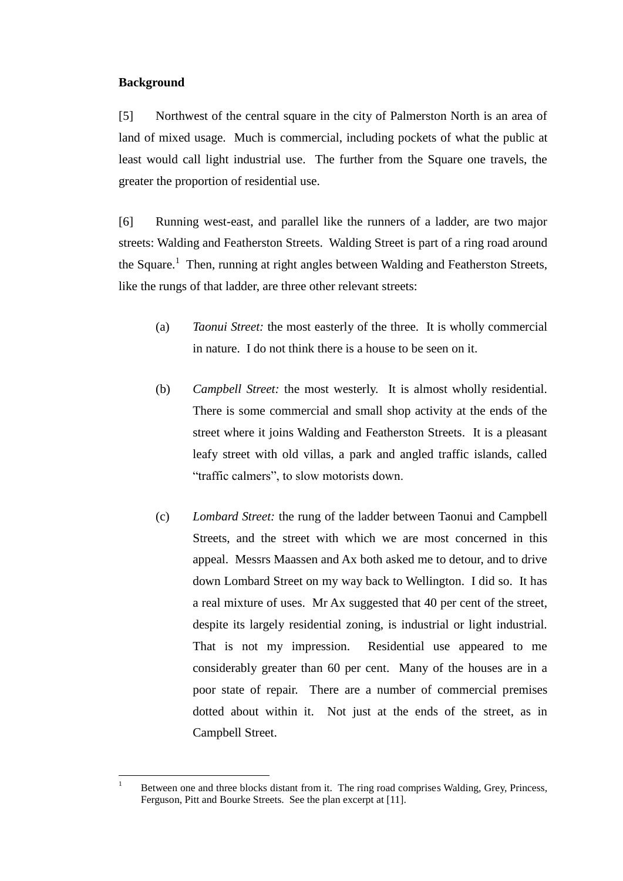**Background**

[5] Northwest of the central square in the city of Palmerston North is an area of land of mixed usage. Much is commercial, including pockets of what the public at least would call light industrial use. The further from the Square one travels, the greater the proportion of residential use.

[6] Running west-east, and parallel like the runners of a ladder, are two major streets: Walding and Featherston Streets. Walding Street is part of a ring road around the Square.[1] Then, running at right angles between Walding and Featherston Streets, like the rungs of that ladder, are three other relevant streets:

(a) *Taonui Street:* the most easterly of the three. It is wholly commercial in nature. I do not think there is a house to be seen on it.

(b) *Campbell Street:* the most westerly. It is almost wholly residential. There is some commercial and small shop activity at the ends of the street where it joins Walding and Featherston Streets. It is a pleasant leafy street with old villas, a park and angled traffic islands, called "traffic calmers", to slow motorists down.

(c) *Lombard Street:* the rung of the ladder between Taonui and Campbell Streets, and the street with which we are most concerned in this appeal. Messrs Maassen and Ax both asked me to detour, and to drive down Lombard Street on my way back to Wellington. I did so. It has a real mixture of uses. Mr Ax suggested that 40 per cent of the street, despite its largely residential zoning, is industrial or light industrial. That is not my impression. Residential use appeared to me considerably greater than 60 per cent. Many of the houses are in a poor state of repair. There are a number of commercial premises dotted about within it. Not just at the ends of the street, as in Campbell Street.

---

[1] Between one and three blocks distant from it. The ring road comprises Walding, Grey, Princess, Ferguson, Pitt and Bourke Streets. See the plan excerpt at [11].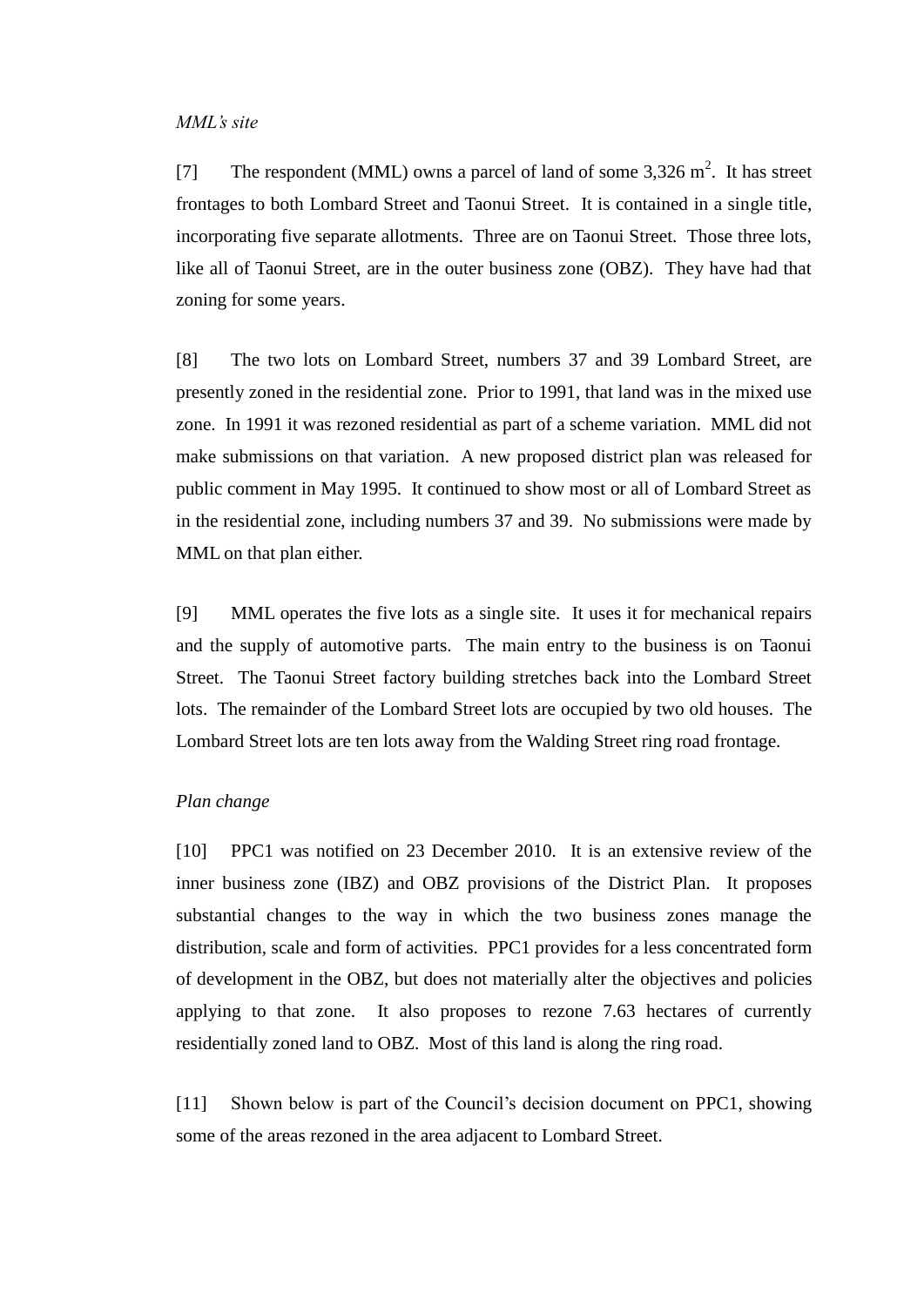*MML's site*

[7] The respondent (MML) owns a parcel of land of some 3,326 $m^2$. It has street frontages to both Lombard Street and Taonui Street. It is contained in a single title, incorporating five separate allotments. Three are on Taonui Street. Those three lots, like all of Taonui Street, are in the outer business zone (OBZ). They have had that zoning for some years.

[8] The two lots on Lombard Street, numbers 37 and 39 Lombard Street, are presently zoned in the residential zone. Prior to 1991, that land was in the mixed use zone. In 1991 it was rezoned residential as part of a scheme variation. MML did not make submissions on that variation. A new proposed district plan was released for public comment in May 1995. It continued to show most or all of Lombard Street as in the residential zone, including numbers 37 and 39. No submissions were made by MML on that plan either.

[9] MML operates the five lots as a single site. It uses it for mechanical repairs and the supply of automotive parts. The main entry to the business is on Taonui Street. The Taonui Street factory building stretches back into the Lombard Street lots. The remainder of the Lombard Street lots are occupied by two old houses. The Lombard Street lots are ten lots away from the Walding Street ring road frontage.

*Plan change*

[10] PPC1 was notified on 23 December 2010. It is an extensive review of the inner business zone (IBZ) and OBZ provisions of the District Plan. It proposes substantial changes to the way in which the two business zones manage the distribution, scale and form of activities. PPC1 provides for a less concentrated form of development in the OBZ, but does not materially alter the objectives and policies applying to that zone. It also proposes to rezone 7.63 hectares of currently residentially zoned land to OBZ. Most of this land is along the ring road.

[11] Shown below is part of the Council's decision document on PPC1, showing some of the areas rezoned in the area adjacent to Lombard Street.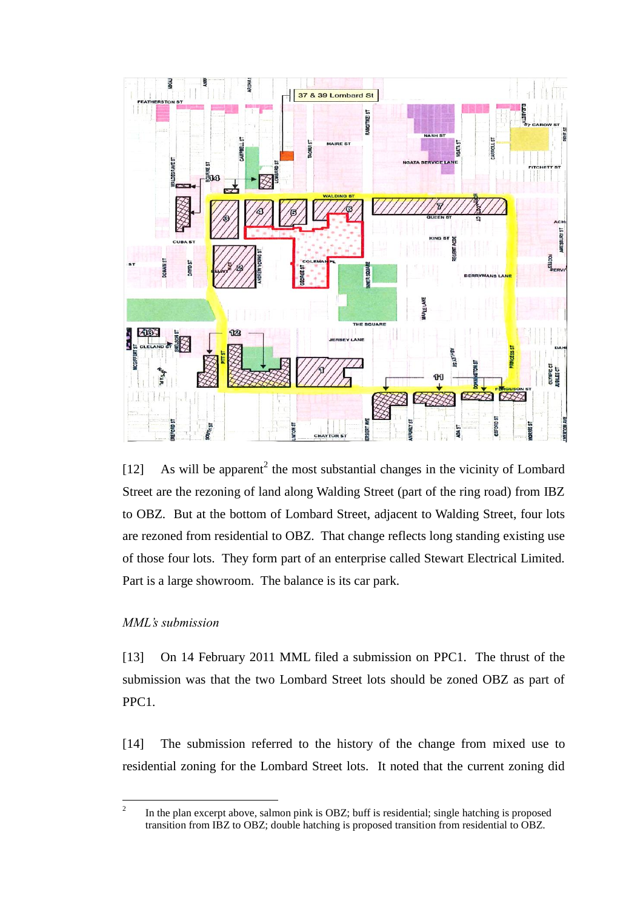[12] As will be apparent[2] the most substantial changes in the vicinity of Lombard Street are the rezoning of land along Walding Street (part of the ring road) from IBZ to OBZ. But at the bottom of Lombard Street, adjacent to Walding Street, four lots are rezoned from residential to OBZ. That change reflects long standing existing use of those four lots. They form part of an enterprise called Stewart Electrical Limited. Part is a large showroom. The balance is its car park.

*MML's submission*

[13] On 14 February 2011 MML filed a submission on PPC1. The thrust of the submission was that the two Lombard Street lots should be zoned OBZ as part of PPC1.

[14] The submission referred to the history of the change from mixed use to residential zoning for the Lombard Street lots. It noted that the current zoning did

---

[2] In the plan excerpt above, salmon pink is OBZ; buff is residential; single hatching is proposed transition from IBZ to OBZ; double hatching is proposed transition from residential to OBZ.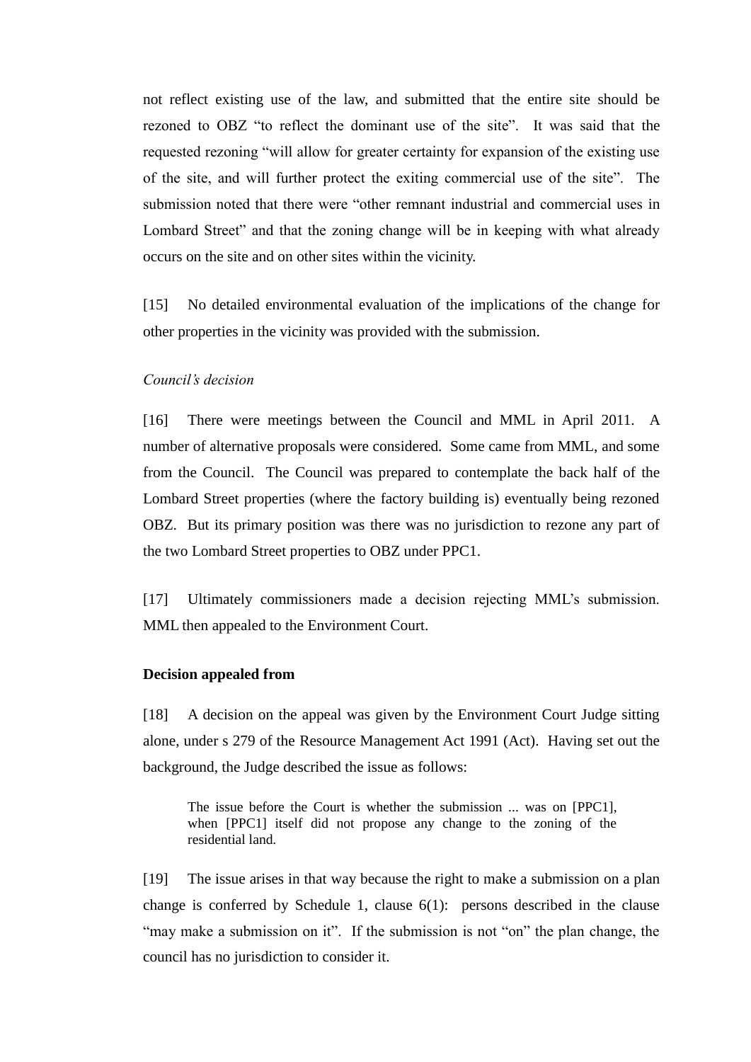not reflect existing use of the law, and submitted that the entire site should be rezoned to OBZ "to reflect the dominant use of the site". It was said that the requested rezoning "will allow for greater certainty for expansion of the existing use of the site, and will further protect the exiting commercial use of the site". The submission noted that there were "other remnant industrial and commercial uses in Lombard Street" and that the zoning change will be in keeping with what already occurs on the site and on other sites within the vicinity.

[15] No detailed environmental evaluation of the implications of the change for other properties in the vicinity was provided with the submission.

*Council's decision*

[16] There were meetings between the Council and MML in April 2011. A number of alternative proposals were considered. Some came from MML, and some from the Council. The Council was prepared to contemplate the back half of the Lombard Street properties (where the factory building is) eventually being rezoned OBZ. But its primary position was there was no jurisdiction to rezone any part of the two Lombard Street properties to OBZ under PPC1.

[17] Ultimately commissioners made a decision rejecting MML's submission. MML then appealed to the Environment Court.

**Decision appealed from**

[18] A decision on the appeal was given by the Environment Court Judge sitting alone, under s 279 of the Resource Management Act 1991 (Act). Having set out the background, the Judge described the issue as follows:

> The issue before the Court is whether the submission ... was on [PPC1], when [PPC1] itself did not propose any change to the zoning of the residential land.

[19] The issue arises in that way because the right to make a submission on a plan change is conferred by Schedule 1, clause 6(1): persons described in the clause "may make a submission on it". If the submission is not "on" the plan change, the council has no jurisdiction to consider it.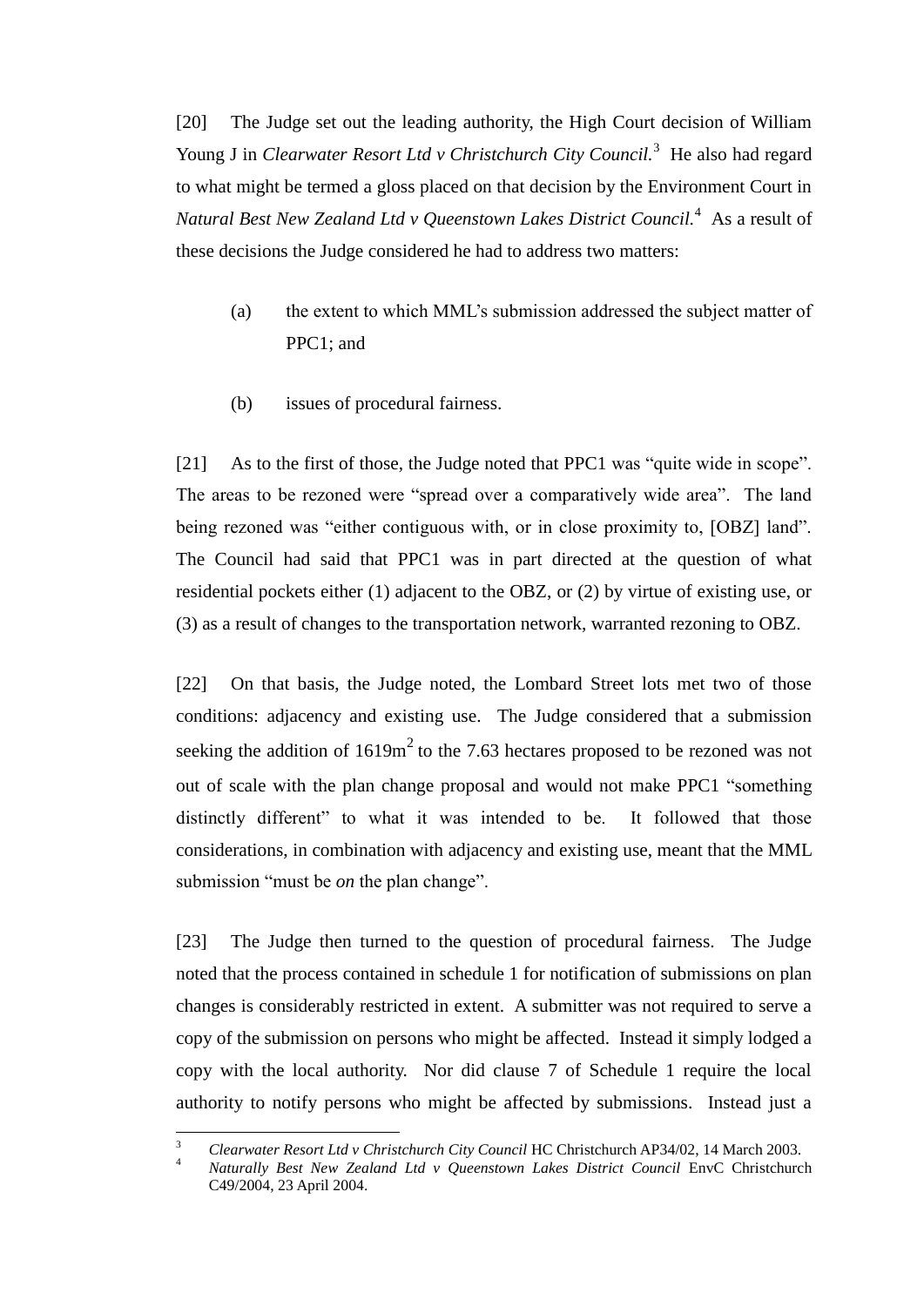[20] The Judge set out the leading authority, the High Court decision of William Young J in *Clearwater Resort Ltd v Christchurch City Council.*[3] He also had regard to what might be termed a gloss placed on that decision by the Environment Court in *Natural Best New Zealand Ltd v Queenstown Lakes District Council.*[4] As a result of these decisions the Judge considered he had to address two matters:

(a) the extent to which MML's submission addressed the subject matter of PPC1; and

(b) issues of procedural fairness.

[21] As to the first of those, the Judge noted that PPC1 was "quite wide in scope". The areas to be rezoned were "spread over a comparatively wide area". The land being rezoned was "either contiguous with, or in close proximity to, [OBZ] land". The Council had said that PPC1 was in part directed at the question of what residential pockets either (1) adjacent to the OBZ, or (2) by virtue of existing use, or (3) as a result of changes to the transportation network, warranted rezoning to OBZ.

[22] On that basis, the Judge noted, the Lombard Street lots met two of those conditions: adjacency and existing use. The Judge considered that a submission seeking the addition of $1619m^2$ to the 7.63 hectares proposed to be rezoned was not out of scale with the plan change proposal and would not make PPC1 "something distinctly different" to what it was intended to be. It followed that those considerations, in combination with adjacency and existing use, meant that the MML submission "must be *on* the plan change".

[23] The Judge then turned to the question of procedural fairness. The Judge noted that the process contained in schedule 1 for notification of submissions on plan changes is considerably restricted in extent. A submitter was not required to serve a copy of the submission on persons who might be affected. Instead it simply lodged a copy with the local authority. Nor did clause 7 of Schedule 1 require the local authority to notify persons who might be affected by submissions. Instead just a

---

[3] *Clearwater Resort Ltd v Christchurch City Council* HC Christchurch AP34/02, 14 March 2003.

[4] *Naturally Best New Zealand Ltd v Queenstown Lakes District Council* EnvC Christchurch C49/2004, 23 April 2004.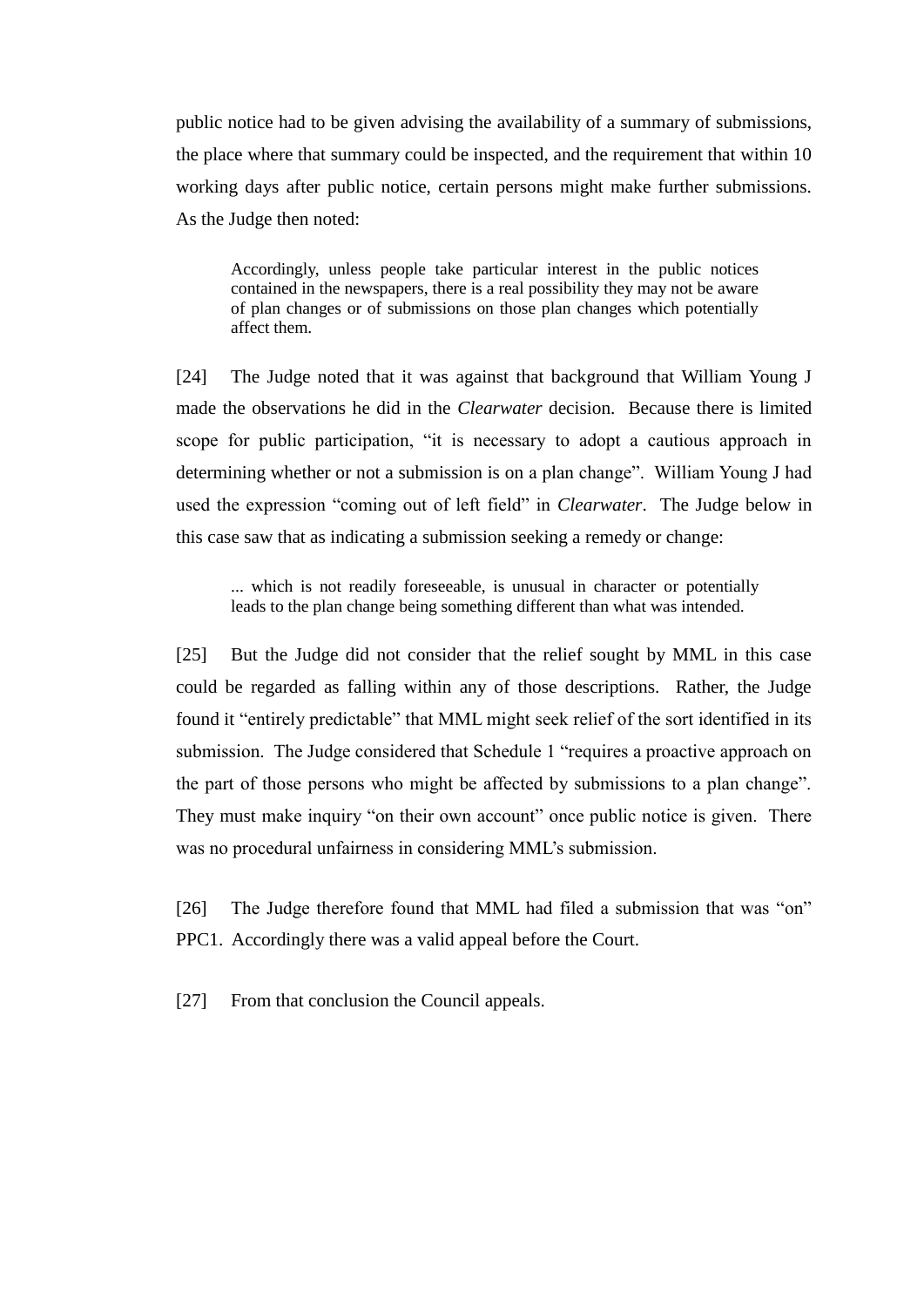public notice had to be given advising the availability of a summary of submissions, the place where that summary could be inspected, and the requirement that within 10 working days after public notice, certain persons might make further submissions. As the Judge then noted:

> Accordingly, unless people take particular interest in the public notices contained in the newspapers, there is a real possibility they may not be aware of plan changes or of submissions on those plan changes which potentially affect them.

[24] The Judge noted that it was against that background that William Young J made the observations he did in the *Clearwater* decision. Because there is limited scope for public participation, "it is necessary to adopt a cautious approach in determining whether or not a submission is on a plan change". William Young J had used the expression "coming out of left field" in *Clearwater*. The Judge below in this case saw that as indicating a submission seeking a remedy or change:

> ... which is not readily foreseeable, is unusual in character or potentially leads to the plan change being something different than what was intended.

[25] But the Judge did not consider that the relief sought by MML in this case could be regarded as falling within any of those descriptions. Rather, the Judge found it "entirely predictable" that MML might seek relief of the sort identified in its submission. The Judge considered that Schedule 1 "requires a proactive approach on the part of those persons who might be affected by submissions to a plan change". They must make inquiry "on their own account" once public notice is given. There was no procedural unfairness in considering MML's submission.

[26] The Judge therefore found that MML had filed a submission that was "on" PPC1. Accordingly there was a valid appeal before the Court.

[27] From that conclusion the Council appeals.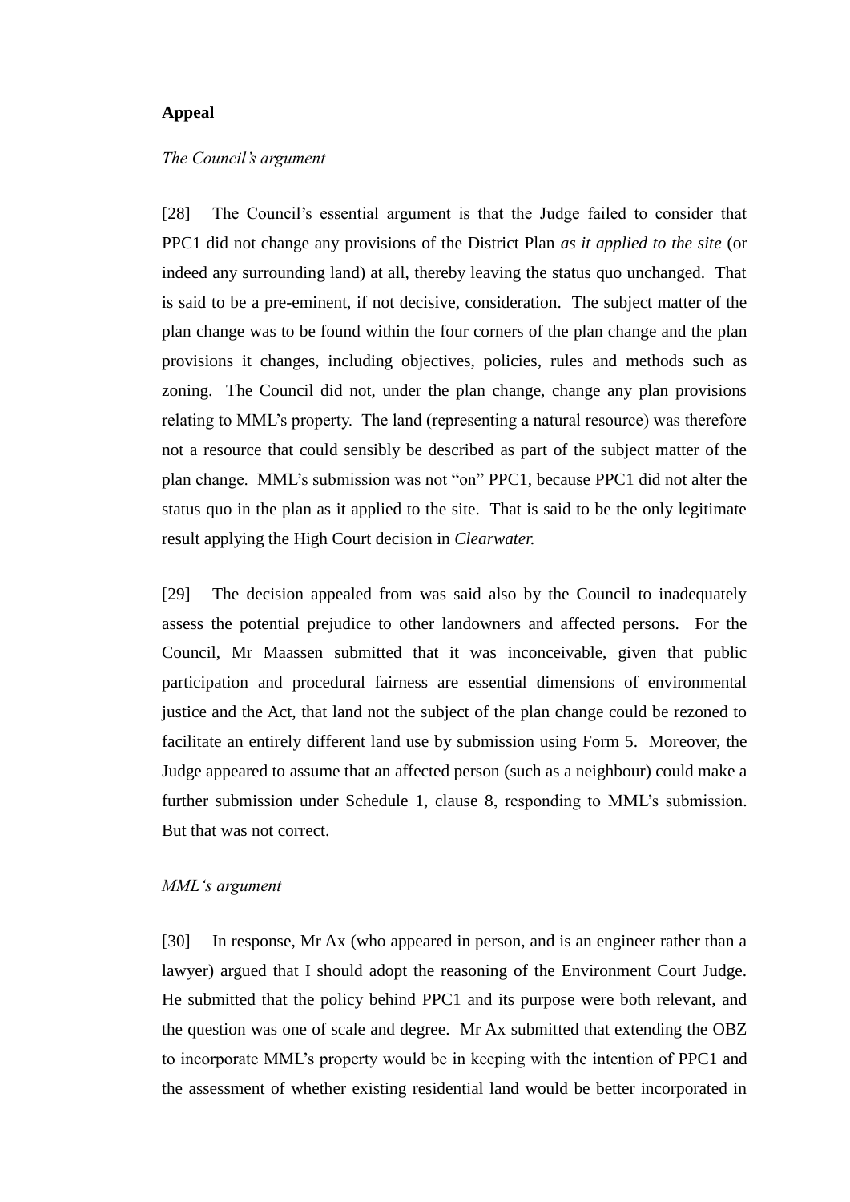**Appeal**

*The Council's argument*

[28] The Council's essential argument is that the Judge failed to consider that PPC1 did not change any provisions of the District Plan *as it applied to the site* (or indeed any surrounding land) at all, thereby leaving the status quo unchanged. That is said to be a pre-eminent, if not decisive, consideration. The subject matter of the plan change was to be found within the four corners of the plan change and the plan provisions it changes, including objectives, policies, rules and methods such as zoning. The Council did not, under the plan change, change any plan provisions relating to MML's property. The land (representing a natural resource) was therefore not a resource that could sensibly be described as part of the subject matter of the plan change. MML's submission was not "on" PPC1, because PPC1 did not alter the status quo in the plan as it applied to the site. That is said to be the only legitimate result applying the High Court decision in *Clearwater.*

[29] The decision appealed from was said also by the Council to inadequately assess the potential prejudice to other landowners and affected persons. For the Council, Mr Maassen submitted that it was inconceivable, given that public participation and procedural fairness are essential dimensions of environmental justice and the Act, that land not the subject of the plan change could be rezoned to facilitate an entirely different land use by submission using Form 5. Moreover, the Judge appeared to assume that an affected person (such as a neighbour) could make a further submission under Schedule 1, clause 8, responding to MML's submission. But that was not correct.

*MML's argument*

[30] In response, Mr Ax (who appeared in person, and is an engineer rather than a lawyer) argued that I should adopt the reasoning of the Environment Court Judge. He submitted that the policy behind PPC1 and its purpose were both relevant, and the question was one of scale and degree. Mr Ax submitted that extending the OBZ to incorporate MML's property would be in keeping with the intention of PPC1 and the assessment of whether existing residential land would be better incorporated in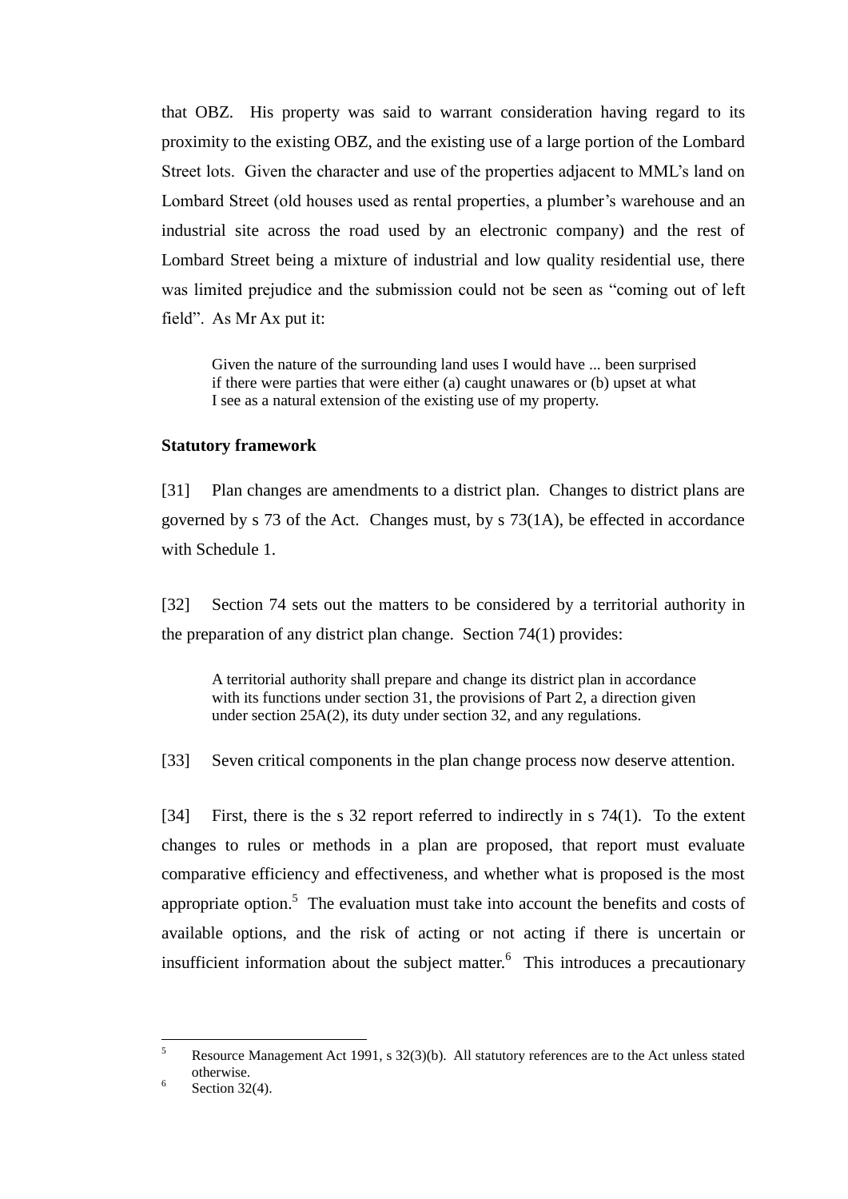that OBZ. His property was said to warrant consideration having regard to its proximity to the existing OBZ, and the existing use of a large portion of the Lombard Street lots. Given the character and use of the properties adjacent to MML's land on Lombard Street (old houses used as rental properties, a plumber's warehouse and an industrial site across the road used by an electronic company) and the rest of Lombard Street being a mixture of industrial and low quality residential use, there was limited prejudice and the submission could not be seen as "coming out of left field". As Mr Ax put it:

> Given the nature of the surrounding land uses I would have ... been surprised if there were parties that were either (a) caught unawares or (b) upset at what I see as a natural extension of the existing use of my property.

**Statutory framework**

[31] Plan changes are amendments to a district plan. Changes to district plans are governed by s 73 of the Act. Changes must, by s 73(1A), be effected in accordance with Schedule 1.

[32] Section 74 sets out the matters to be considered by a territorial authority in the preparation of any district plan change. Section 74(1) provides:

> A territorial authority shall prepare and change its district plan in accordance with its functions under section 31, the provisions of Part 2, a direction given under section 25A(2), its duty under section 32, and any regulations.

[33] Seven critical components in the plan change process now deserve attention.

[34] First, there is the s 32 report referred to indirectly in s 74(1). To the extent changes to rules or methods in a plan are proposed, that report must evaluate comparative efficiency and effectiveness, and whether what is proposed is the most appropriate option.[5] The evaluation must take into account the benefits and costs of available options, and the risk of acting or not acting if there is uncertain or insufficient information about the subject matter.[6] This introduces a precautionary

---

[5] Resource Management Act 1991, s 32(3)(b). All statutory references are to the Act unless stated otherwise.

[6] Section 32(4).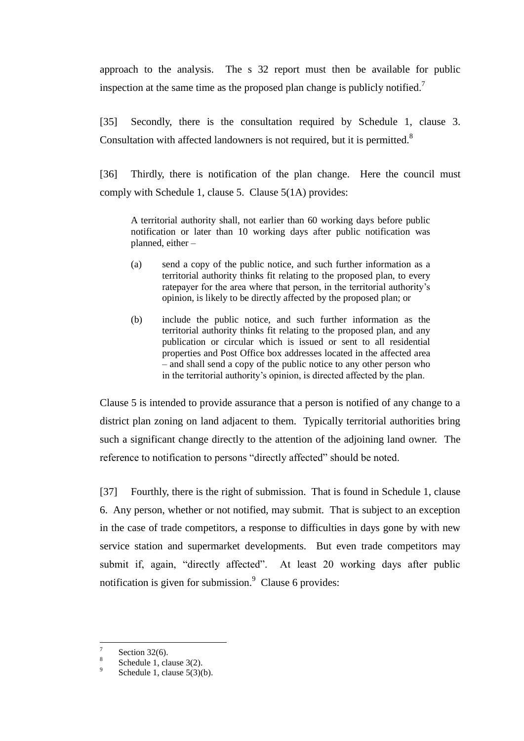approach to the analysis. The s 32 report must then be available for public inspection at the same time as the proposed plan change is publicly notified.[7]

[35] Secondly, there is the consultation required by Schedule 1, clause 3. Consultation with affected landowners is not required, but it is permitted.[8]

[36] Thirdly, there is notification of the plan change. Here the council must comply with Schedule 1, clause 5. Clause 5(1A) provides:

> A territorial authority shall, not earlier than 60 working days before public notification or later than 10 working days after public notification was planned, either –
>
> (a) send a copy of the public notice, and such further information as a territorial authority thinks fit relating to the proposed plan, to every ratepayer for the area where that person, in the territorial authority's opinion, is likely to be directly affected by the proposed plan; or
>
> (b) include the public notice, and such further information as the territorial authority thinks fit relating to the proposed plan, and any publication or circular which is issued or sent to all residential properties and Post Office box addresses located in the affected area – and shall send a copy of the public notice to any other person who in the territorial authority's opinion, is directed affected by the plan.

Clause 5 is intended to provide assurance that a person is notified of any change to a district plan zoning on land adjacent to them. Typically territorial authorities bring such a significant change directly to the attention of the adjoining land owner. The reference to notification to persons "directly affected" should be noted.

[37] Fourthly, there is the right of submission. That is found in Schedule 1, clause 6. Any person, whether or not notified, may submit. That is subject to an exception in the case of trade competitors, a response to difficulties in days gone by with new service station and supermarket developments. But even trade competitors may submit if, again, "directly affected". At least 20 working days after public notification is given for submission.[9] Clause 6 provides:

---

[7] Section 32(6).

[8] Schedule 1, clause 3(2).

[9] Schedule 1, clause 5(3)(b).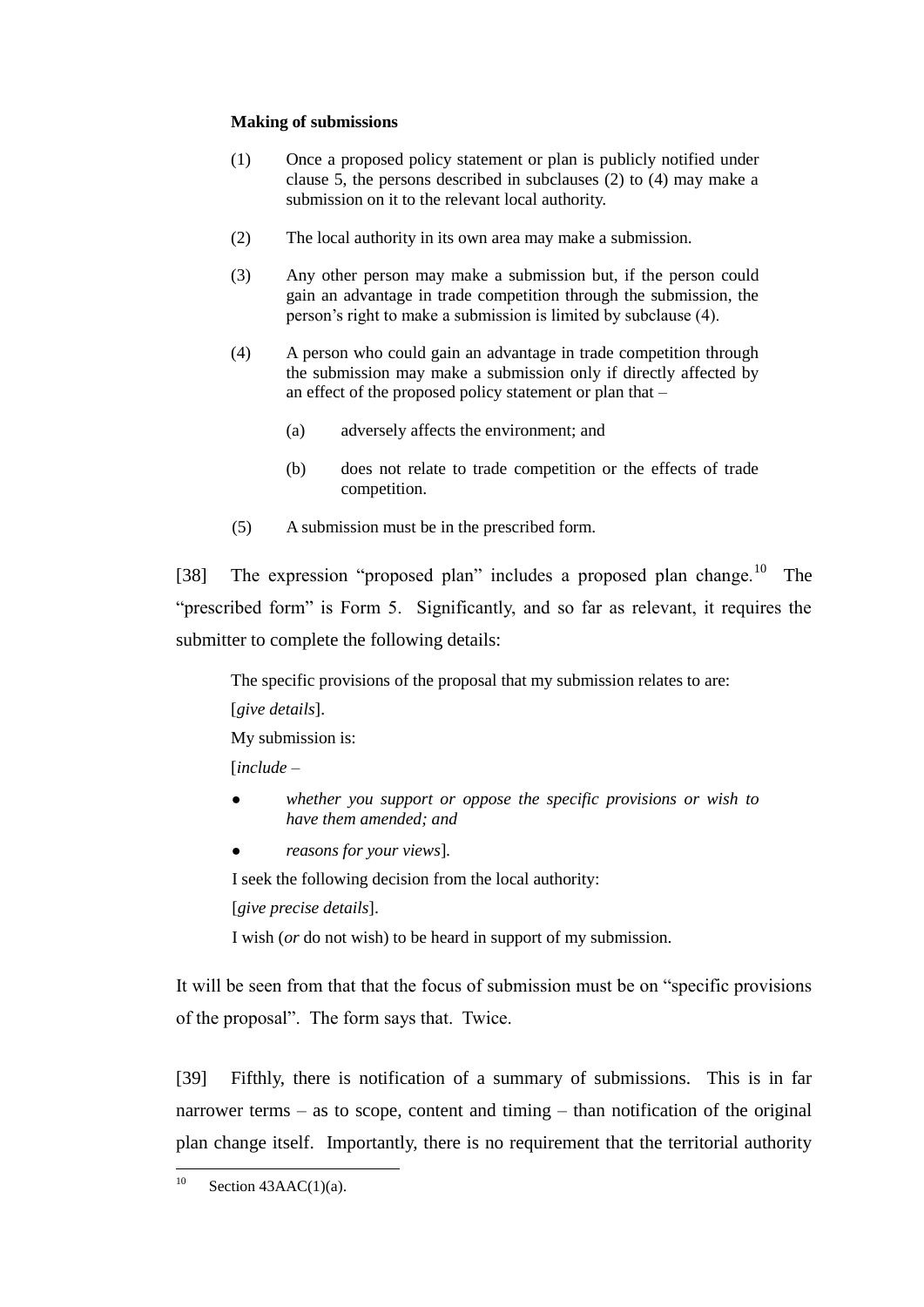**Making of submissions**

> (1) Once a proposed policy statement or plan is publicly notified under clause 5, the persons described in subclauses (2) to (4) may make a submission on it to the relevant local authority.
>
> (2) The local authority in its own area may make a submission.
>
> (3) Any other person may make a submission but, if the person could gain an advantage in trade competition through the submission, the person's right to make a submission is limited by subclause (4).
>
> (4) A person who could gain an advantage in trade competition through the submission may make a submission only if directly affected by an effect of the proposed policy statement or plan that –
>
> > (a) adversely affects the environment; and
> >
> > (b) does not relate to trade competition or the effects of trade competition.
>
> (5) A submission must be in the prescribed form.

[38] The expression "proposed plan" includes a proposed plan change.[10] The "prescribed form" is Form 5. Significantly, and so far as relevant, it requires the submitter to complete the following details:

> The specific provisions of the proposal that my submission relates to are:
>
> [*give details*].
>
> My submission is:
>
> [*include –*
>
> - *whether you support or oppose the specific provisions or wish to have them amended; and*
> - *reasons for your views*].
>
> I seek the following decision from the local authority:
>
> [*give precise details*].
>
> I wish (*or* do not wish) to be heard in support of my submission.

It will be seen from that that the focus of submission must be on "specific provisions of the proposal". The form says that. Twice.

[39] Fifthly, there is notification of a summary of submissions. This is in far narrower terms – as to scope, content and timing – than notification of the original plan change itself. Importantly, there is no requirement that the territorial authority

---

[10] Section 43AAC(1)(a).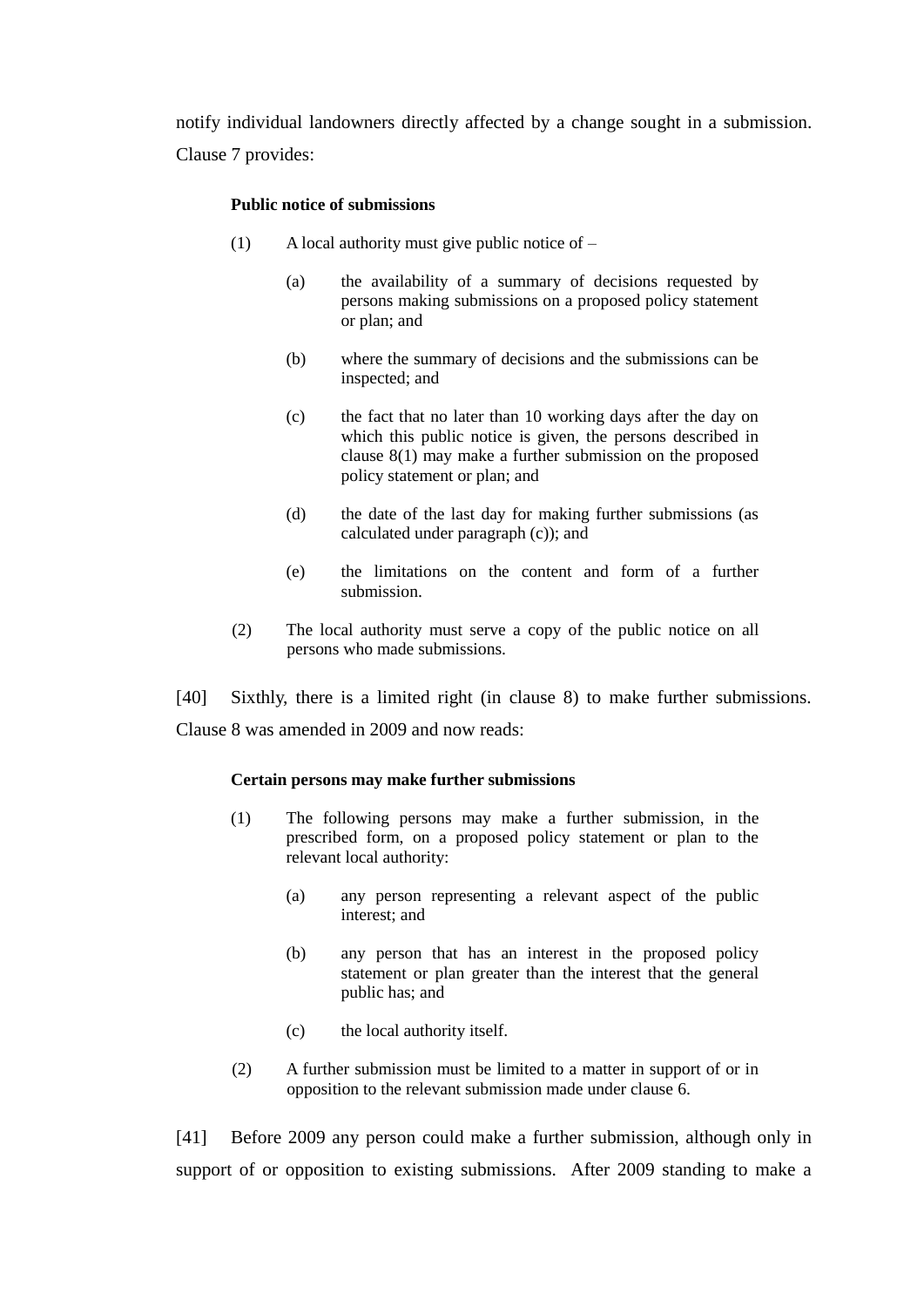notify individual landowners directly affected by a change sought in a submission. Clause 7 provides:

> **Public notice of submissions**
>
> (1) A local authority must give public notice of –
>
> > (a) the availability of a summary of decisions requested by persons making submissions on a proposed policy statement or plan; and
> >
> > (b) where the summary of decisions and the submissions can be inspected; and
> >
> > (c) the fact that no later than 10 working days after the day on which this public notice is given, the persons described in clause 8(1) may make a further submission on the proposed policy statement or plan; and
> >
> > (d) the date of the last day for making further submissions (as calculated under paragraph (c)); and
> >
> > (e) the limitations on the content and form of a further submission.
>
> (2) The local authority must serve a copy of the public notice on all persons who made submissions.

[40] Sixthly, there is a limited right (in clause 8) to make further submissions. Clause 8 was amended in 2009 and now reads:

> **Certain persons may make further submissions**
>
> (1) The following persons may make a further submission, in the prescribed form, on a proposed policy statement or plan to the relevant local authority:
>
> > (a) any person representing a relevant aspect of the public interest; and
> >
> > (b) any person that has an interest in the proposed policy statement or plan greater than the interest that the general public has; and
> >
> > (c) the local authority itself.
>
> (2) A further submission must be limited to a matter in support of or in opposition to the relevant submission made under clause 6.

[41] Before 2009 any person could make a further submission, although only in support of or opposition to existing submissions. After 2009 standing to make a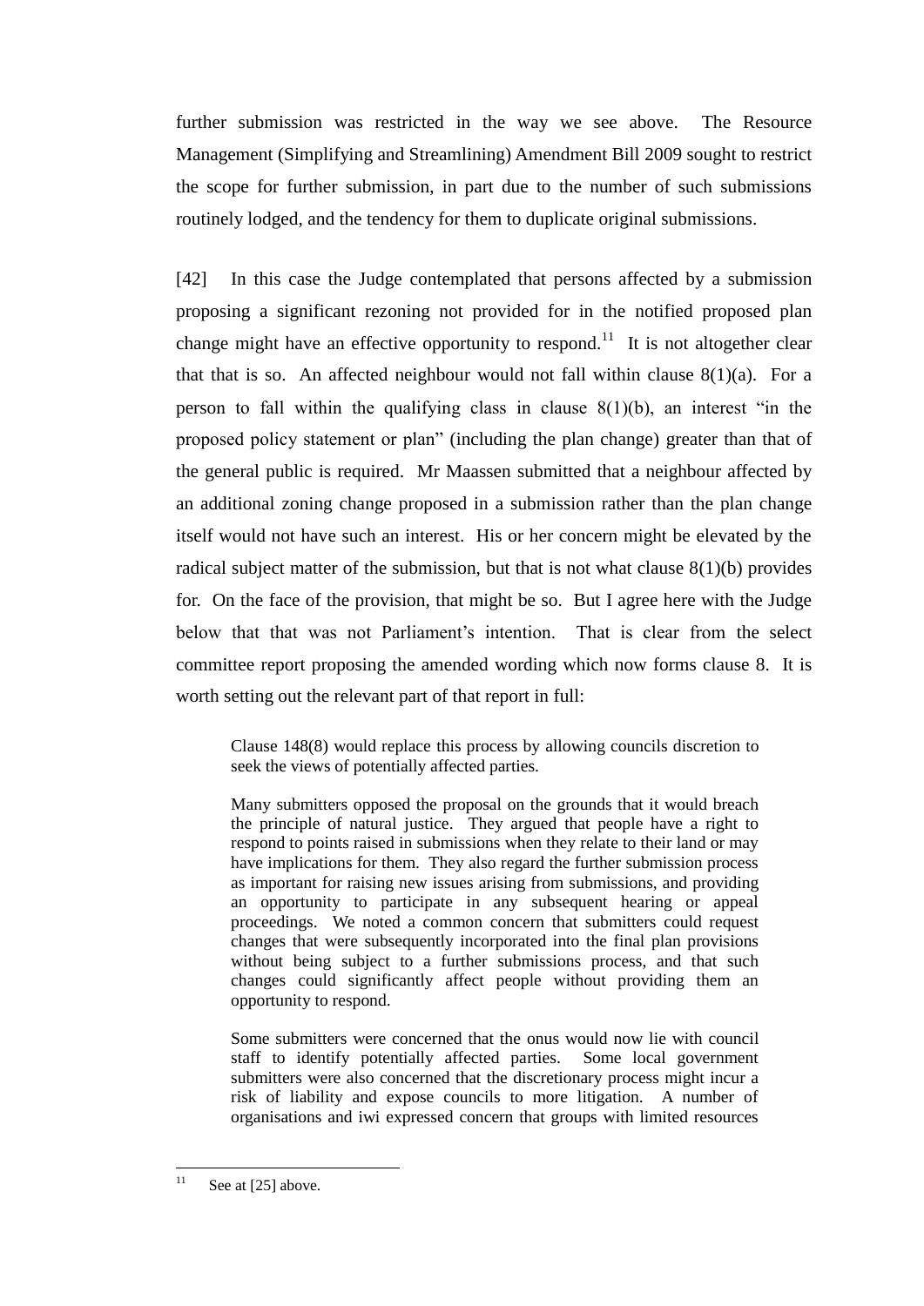further submission was restricted in the way we see above. The Resource Management (Simplifying and Streamlining) Amendment Bill 2009 sought to restrict the scope for further submission, in part due to the number of such submissions routinely lodged, and the tendency for them to duplicate original submissions.

[42] In this case the Judge contemplated that persons affected by a submission proposing a significant rezoning not provided for in the notified proposed plan change might have an effective opportunity to respond.[11] It is not altogether clear that that is so. An affected neighbour would not fall within clause 8(1)(a). For a person to fall within the qualifying class in clause 8(1)(b), an interest "in the proposed policy statement or plan" (including the plan change) greater than that of the general public is required. Mr Maassen submitted that a neighbour affected by an additional zoning change proposed in a submission rather than the plan change itself would not have such an interest. His or her concern might be elevated by the radical subject matter of the submission, but that is not what clause 8(1)(b) provides for. On the face of the provision, that might be so. But I agree here with the Judge below that that was not Parliament's intention. That is clear from the select committee report proposing the amended wording which now forms clause 8. It is worth setting out the relevant part of that report in full:

> Clause 148(8) would replace this process by allowing councils discretion to seek the views of potentially affected parties.
>
> Many submitters opposed the proposal on the grounds that it would breach the principle of natural justice. They argued that people have a right to respond to points raised in submissions when they relate to their land or may have implications for them. They also regard the further submission process as important for raising new issues arising from submissions, and providing an opportunity to participate in any subsequent hearing or appeal proceedings. We noted a common concern that submitters could request changes that were subsequently incorporated into the final plan provisions without being subject to a further submissions process, and that such changes could significantly affect people without providing them an opportunity to respond.
>
> Some submitters were concerned that the onus would now lie with council staff to identify potentially affected parties. Some local government submitters were also concerned that the discretionary process might incur a risk of liability and expose councils to more litigation. A number of organisations and iwi expressed concern that groups with limited resources

[11] See at [25] above.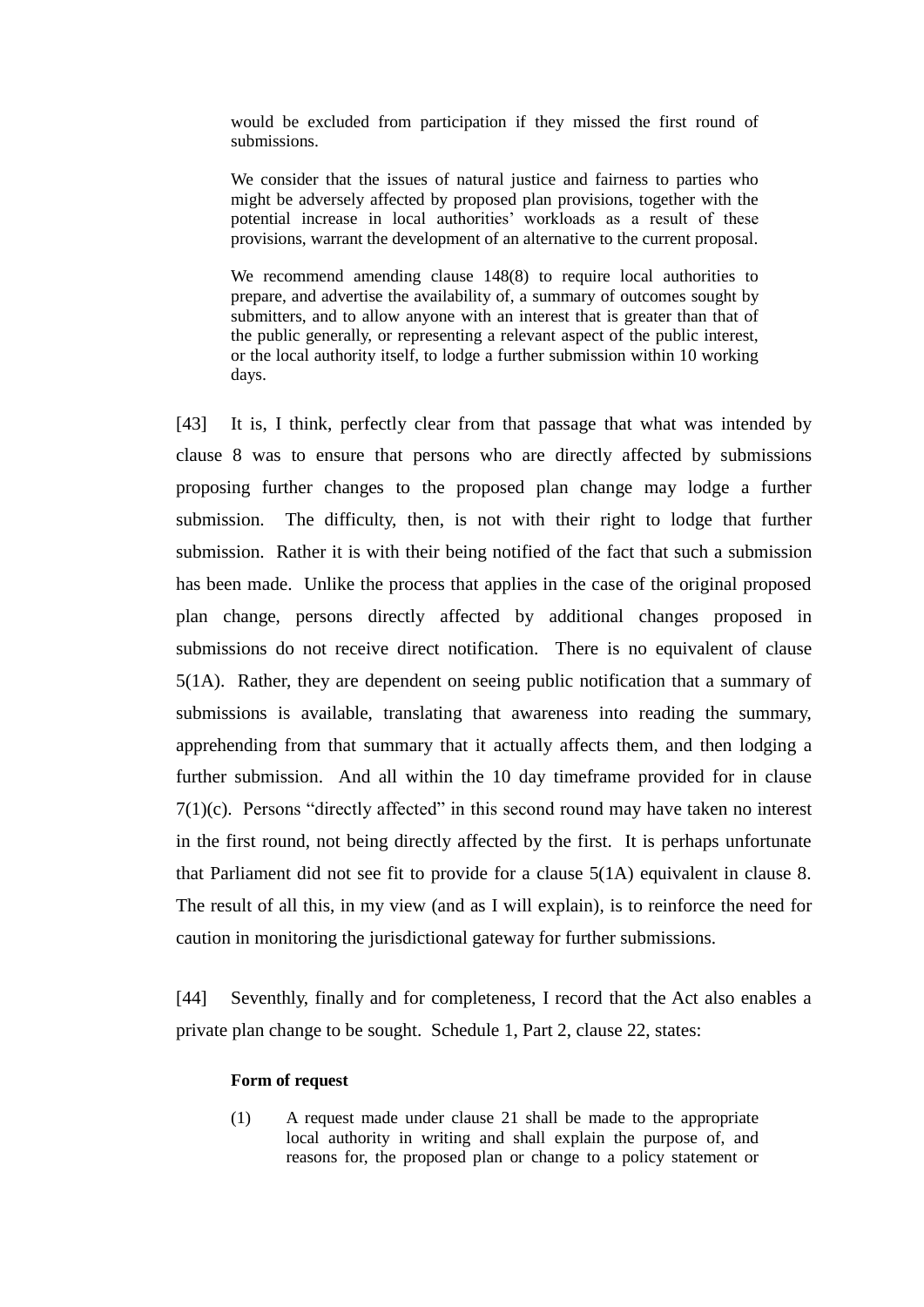> would be excluded from participation if they missed the first round of submissions.
>
> We consider that the issues of natural justice and fairness to parties who might be adversely affected by proposed plan provisions, together with the potential increase in local authorities' workloads as a result of these provisions, warrant the development of an alternative to the current proposal.
>
> We recommend amending clause 148(8) to require local authorities to prepare, and advertise the availability of, a summary of outcomes sought by submitters, and to allow anyone with an interest that is greater than that of the public generally, or representing a relevant aspect of the public interest, or the local authority itself, to lodge a further submission within 10 working days.

[43] It is, I think, perfectly clear from that passage that what was intended by clause 8 was to ensure that persons who are directly affected by submissions proposing further changes to the proposed plan change may lodge a further submission. The difficulty, then, is not with their right to lodge that further submission. Rather it is with their being notified of the fact that such a submission has been made. Unlike the process that applies in the case of the original proposed plan change, persons directly affected by additional changes proposed in submissions do not receive direct notification. There is no equivalent of clause 5(1A). Rather, they are dependent on seeing public notification that a summary of submissions is available, translating that awareness into reading the summary, apprehending from that summary that it actually affects them, and then lodging a further submission. And all within the 10 day timeframe provided for in clause 7(1)(c). Persons "directly affected" in this second round may have taken no interest in the first round, not being directly affected by the first. It is perhaps unfortunate that Parliament did not see fit to provide for a clause 5(1A) equivalent in clause 8. The result of all this, in my view (and as I will explain), is to reinforce the need for caution in monitoring the jurisdictional gateway for further submissions.

[44] Seventhly, finally and for completeness, I record that the Act also enables a private plan change to be sought. Schedule 1, Part 2, clause 22, states:

> **Form of request**
>
> (1) A request made under clause 21 shall be made to the appropriate local authority in writing and shall explain the purpose of, and reasons for, the proposed plan or change to a policy statement or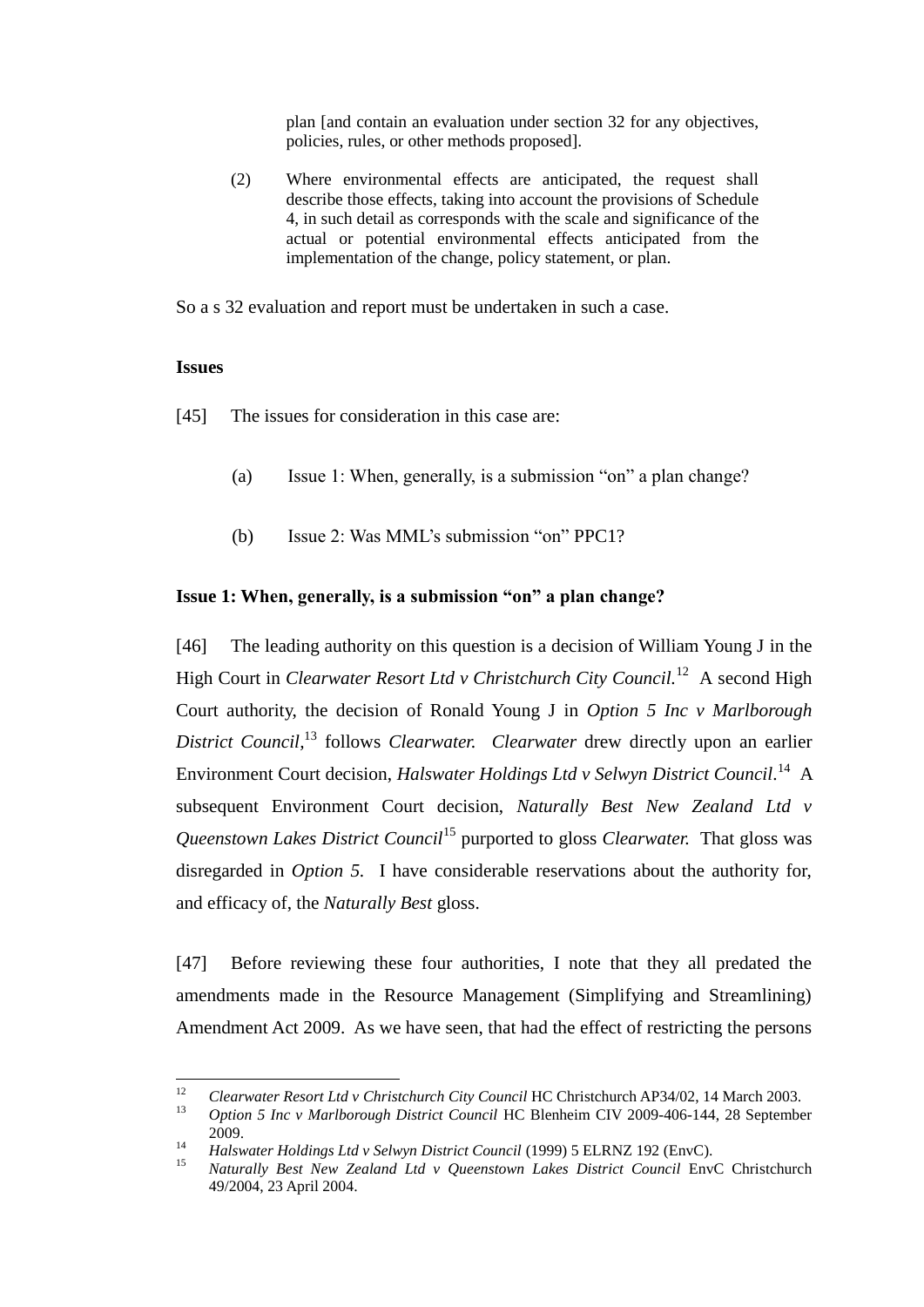> plan [and contain an evaluation under section 32 for any objectives, policies, rules, or other methods proposed].
>
> (2) Where environmental effects are anticipated, the request shall describe those effects, taking into account the provisions of Schedule 4, in such detail as corresponds with the scale and significance of the actual or potential environmental effects anticipated from the implementation of the change, policy statement, or plan.

So a s 32 evaluation and report must be undertaken in such a case.

**Issues**

[45] The issues for consideration in this case are:

(a) Issue 1: When, generally, is a submission "on" a plan change?

(b) Issue 2: Was MML's submission "on" PPC1?

**Issue 1: When, generally, is a submission "on" a plan change?**

[46] The leading authority on this question is a decision of William Young J in the High Court in *Clearwater Resort Ltd v Christchurch City Council.*[12] A second High Court authority, the decision of Ronald Young J in *Option 5 Inc v Marlborough District Council*,[13] follows *Clearwater. Clearwater* drew directly upon an earlier Environment Court decision, *Halswater Holdings Ltd v Selwyn District Council*.[14] A subsequent Environment Court decision, *Naturally Best New Zealand Ltd v Queenstown Lakes District Council*[15] purported to gloss *Clearwater.* That gloss was disregarded in *Option 5.* I have considerable reservations about the authority for, and efficacy of, the *Naturally Best* gloss.

[47] Before reviewing these four authorities, I note that they all predated the amendments made in the Resource Management (Simplifying and Streamlining) Amendment Act 2009. As we have seen, that had the effect of restricting the persons

---

[12] *Clearwater Resort Ltd v Christchurch City Council* HC Christchurch AP34/02, 14 March 2003.

[13] *Option 5 Inc v Marlborough District Council* HC Blenheim CIV 2009-406-144, 28 September 2009.

[14] *Halswater Holdings Ltd v Selwyn District Council* (1999) 5 ELRNZ 192 (EnvC).

[15] *Naturally Best New Zealand Ltd v Queenstown Lakes District Council* EnvC Christchurch 49/2004, 23 April 2004.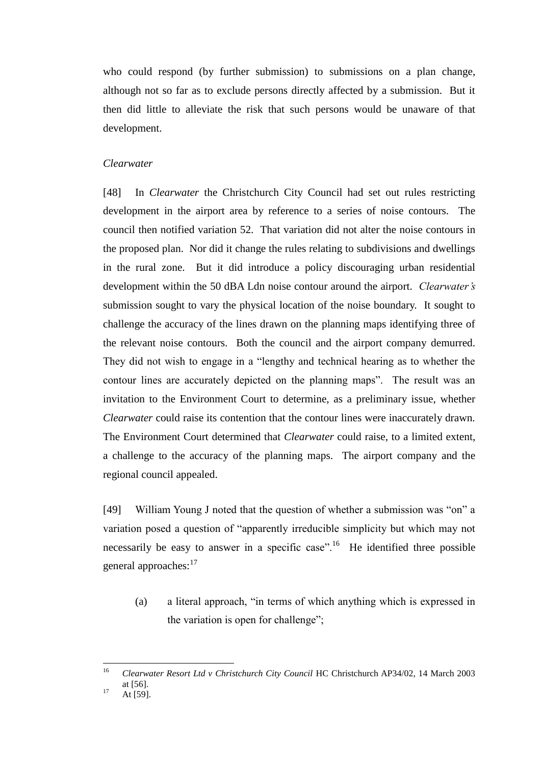who could respond (by further submission) to submissions on a plan change, although not so far as to exclude persons directly affected by a submission. But it then did little to alleviate the risk that such persons would be unaware of that development.

*Clearwater*

[48] In *Clearwater* the Christchurch City Council had set out rules restricting development in the airport area by reference to a series of noise contours. The council then notified variation 52. That variation did not alter the noise contours in the proposed plan. Nor did it change the rules relating to subdivisions and dwellings in the rural zone. But it did introduce a policy discouraging urban residential development within the 50 dBA Ldn noise contour around the airport. *Clearwater's* submission sought to vary the physical location of the noise boundary. It sought to challenge the accuracy of the lines drawn on the planning maps identifying three of the relevant noise contours. Both the council and the airport company demurred. They did not wish to engage in a "lengthy and technical hearing as to whether the contour lines are accurately depicted on the planning maps". The result was an invitation to the Environment Court to determine, as a preliminary issue, whether *Clearwater* could raise its contention that the contour lines were inaccurately drawn. The Environment Court determined that *Clearwater* could raise, to a limited extent, a challenge to the accuracy of the planning maps. The airport company and the regional council appealed.

[49] William Young J noted that the question of whether a submission was "on" a variation posed a question of "apparently irreducible simplicity but which may not necessarily be easy to answer in a specific case".[16] He identified three possible general approaches:[17]

(a) a literal approach, "in terms of which anything which is expressed in the variation is open for challenge";

---

[16] *Clearwater Resort Ltd v Christchurch City Council* HC Christchurch AP34/02, 14 March 2003 at [56].

[17] At [59].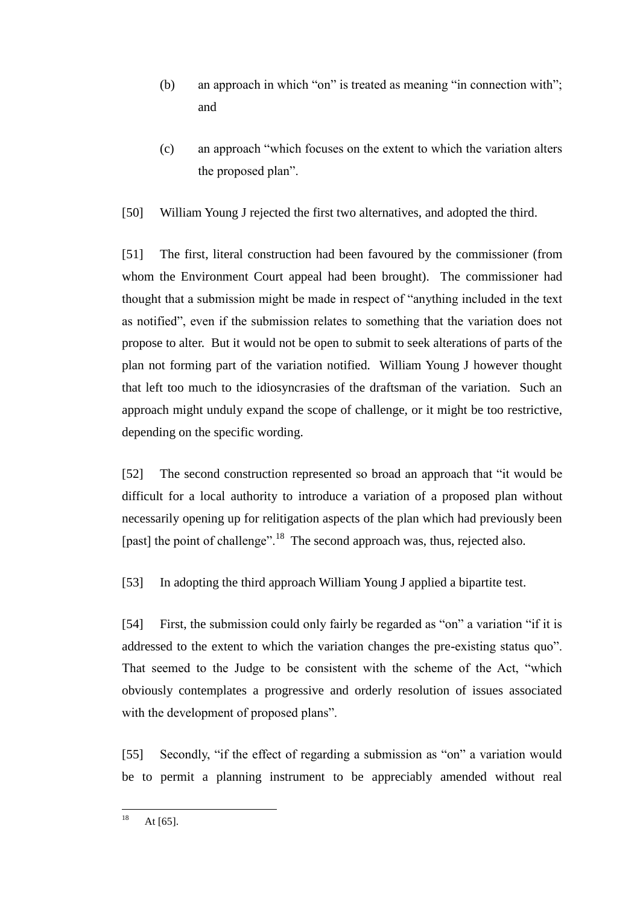(b) an approach in which "on" is treated as meaning "in connection with"; and

(c) an approach "which focuses on the extent to which the variation alters the proposed plan".

[50] William Young J rejected the first two alternatives, and adopted the third.

[51] The first, literal construction had been favoured by the commissioner (from whom the Environment Court appeal had been brought). The commissioner had thought that a submission might be made in respect of "anything included in the text as notified", even if the submission relates to something that the variation does not propose to alter. But it would not be open to submit to seek alterations of parts of the plan not forming part of the variation notified. William Young J however thought that left too much to the idiosyncrasies of the draftsman of the variation. Such an approach might unduly expand the scope of challenge, or it might be too restrictive, depending on the specific wording.

[52] The second construction represented so broad an approach that "it would be difficult for a local authority to introduce a variation of a proposed plan without necessarily opening up for relitigation aspects of the plan which had previously been [past] the point of challenge".[18] The second approach was, thus, rejected also.

[53] In adopting the third approach William Young J applied a bipartite test.

[54] First, the submission could only fairly be regarded as "on" a variation "if it is addressed to the extent to which the variation changes the pre-existing status quo". That seemed to the Judge to be consistent with the scheme of the Act, "which obviously contemplates a progressive and orderly resolution of issues associated with the development of proposed plans".

[55] Secondly, "if the effect of regarding a submission as "on" a variation would be to permit a planning instrument to be appreciably amended without real

---

[18] At [65].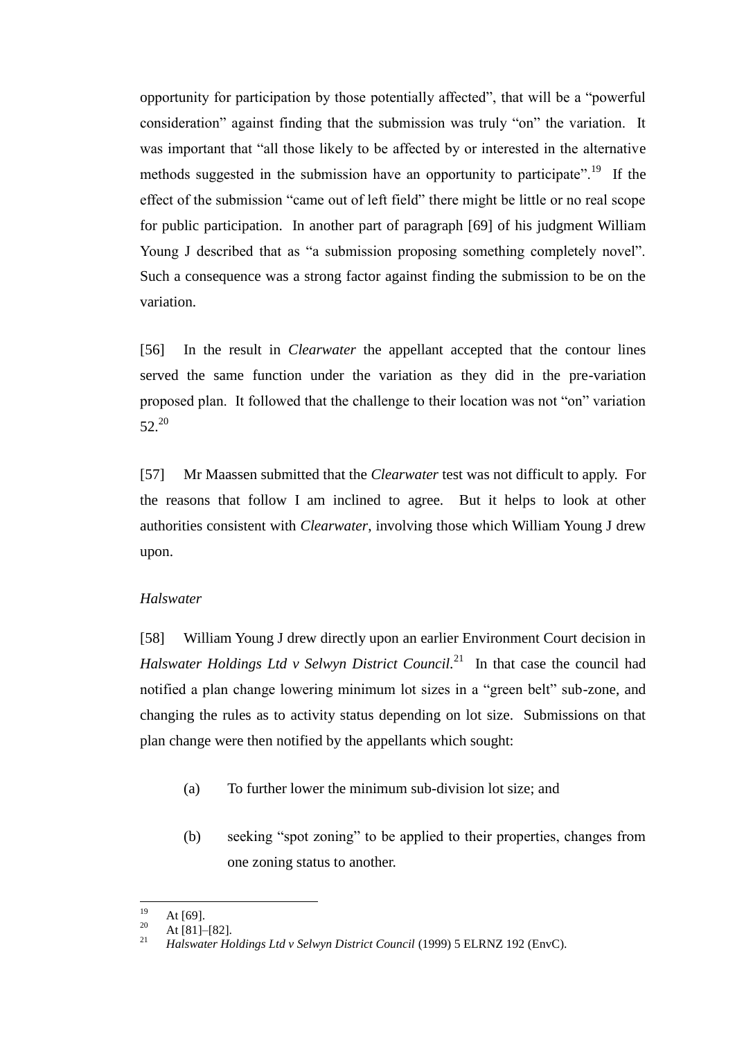opportunity for participation by those potentially affected", that will be a "powerful consideration" against finding that the submission was truly "on" the variation. It was important that "all those likely to be affected by or interested in the alternative methods suggested in the submission have an opportunity to participate".[19] If the effect of the submission "came out of left field" there might be little or no real scope for public participation. In another part of paragraph [69] of his judgment William Young J described that as "a submission proposing something completely novel". Such a consequence was a strong factor against finding the submission to be on the variation.

[56] In the result in *Clearwater* the appellant accepted that the contour lines served the same function under the variation as they did in the pre-variation proposed plan. It followed that the challenge to their location was not "on" variation 52.[20]

[57] Mr Maassen submitted that the *Clearwater* test was not difficult to apply. For the reasons that follow I am inclined to agree. But it helps to look at other authorities consistent with *Clearwater*, involving those which William Young J drew upon.

*Halswater*

[58] William Young J drew directly upon an earlier Environment Court decision in *Halswater Holdings Ltd v Selwyn District Council*.[21] In that case the council had notified a plan change lowering minimum lot sizes in a "green belt" sub-zone, and changing the rules as to activity status depending on lot size. Submissions on that plan change were then notified by the appellants which sought:

(a) To further lower the minimum sub-division lot size; and

(b) seeking "spot zoning" to be applied to their properties, changes from one zoning status to another.

---

[19] At [69].

[20] At [81]–[82].

[21] *Halswater Holdings Ltd v Selwyn District Council* (1999) 5 ELRNZ 192 (EnvC).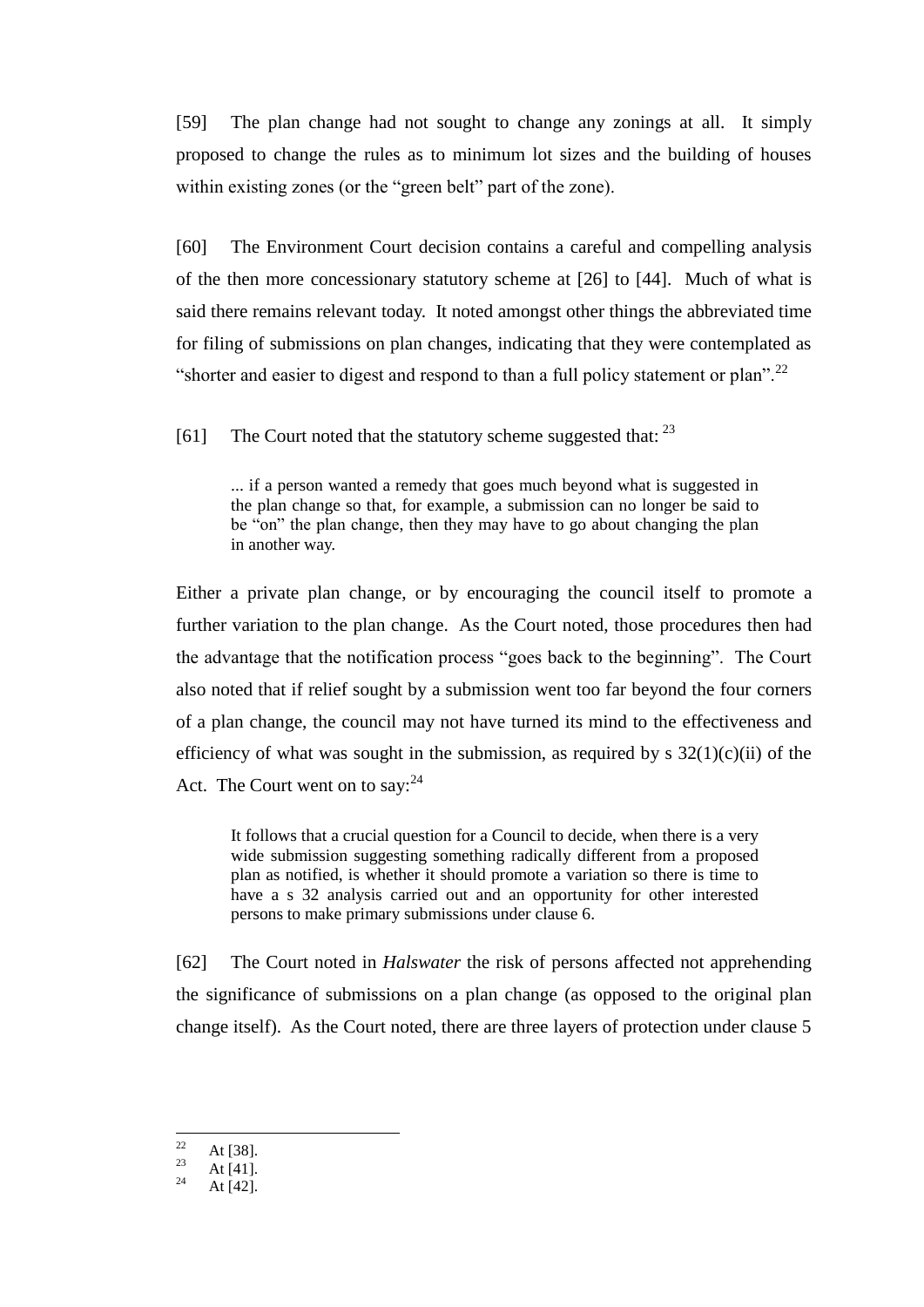[59] The plan change had not sought to change any zonings at all. It simply proposed to change the rules as to minimum lot sizes and the building of houses within existing zones (or the "green belt" part of the zone).

[60] The Environment Court decision contains a careful and compelling analysis of the then more concessionary statutory scheme at [26] to [44]. Much of what is said there remains relevant today. It noted amongst other things the abbreviated time for filing of submissions on plan changes, indicating that they were contemplated as "shorter and easier to digest and respond to than a full policy statement or plan".[22]

[61] The Court noted that the statutory scheme suggested that: [23]

> ... if a person wanted a remedy that goes much beyond what is suggested in the plan change so that, for example, a submission can no longer be said to be "on" the plan change, then they may have to go about changing the plan in another way.

Either a private plan change, or by encouraging the council itself to promote a further variation to the plan change. As the Court noted, those procedures then had the advantage that the notification process "goes back to the beginning". The Court also noted that if relief sought by a submission went too far beyond the four corners of a plan change, the council may not have turned its mind to the effectiveness and efficiency of what was sought in the submission, as required by s 32(1)(c)(ii) of the Act. The Court went on to say:[24]

> It follows that a crucial question for a Council to decide, when there is a very wide submission suggesting something radically different from a proposed plan as notified, is whether it should promote a variation so there is time to have a s 32 analysis carried out and an opportunity for other interested persons to make primary submissions under clause 6.

[62] The Court noted in *Halswater* the risk of persons affected not apprehending the significance of submissions on a plan change (as opposed to the original plan change itself). As the Court noted, there are three layers of protection under clause 5

---

[22] At [38].

[23] At [41].

[24] At [42].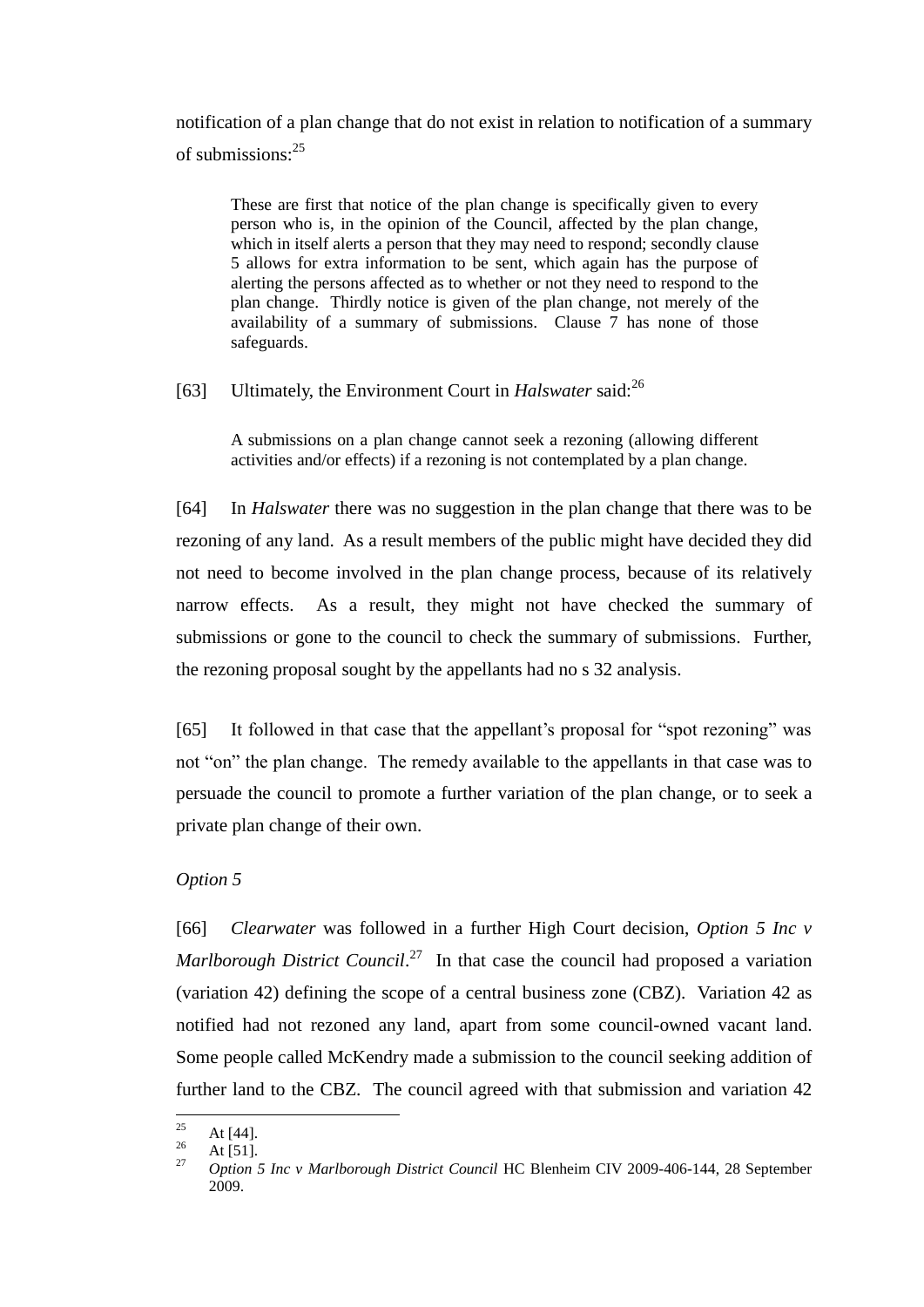notification of a plan change that do not exist in relation to notification of a summary of submissions:[25]

> These are first that notice of the plan change is specifically given to every person who is, in the opinion of the Council, affected by the plan change, which in itself alerts a person that they may need to respond; secondly clause 5 allows for extra information to be sent, which again has the purpose of alerting the persons affected as to whether or not they need to respond to the plan change. Thirdly notice is given of the plan change, not merely of the availability of a summary of submissions. Clause 7 has none of those safeguards.

[63] Ultimately, the Environment Court in *Halswater* said:[26]

> A submissions on a plan change cannot seek a rezoning (allowing different activities and/or effects) if a rezoning is not contemplated by a plan change.

[64] In *Halswater* there was no suggestion in the plan change that there was to be rezoning of any land. As a result members of the public might have decided they did not need to become involved in the plan change process, because of its relatively narrow effects. As a result, they might not have checked the summary of submissions or gone to the council to check the summary of submissions. Further, the rezoning proposal sought by the appellants had no s 32 analysis.

[65] It followed in that case that the appellant's proposal for "spot rezoning" was not "on" the plan change. The remedy available to the appellants in that case was to persuade the council to promote a further variation of the plan change, or to seek a private plan change of their own.

*Option 5*

[66] *Clearwater* was followed in a further High Court decision, *Option 5 Inc v Marlborough District Council*.[27] In that case the council had proposed a variation (variation 42) defining the scope of a central business zone (CBZ). Variation 42 as notified had not rezoned any land, apart from some council-owned vacant land. Some people called McKendry made a submission to the council seeking addition of further land to the CBZ. The council agreed with that submission and variation 42

---

[25] At [44].

[26] At [51].

[27] *Option 5 Inc v Marlborough District Council* HC Blenheim CIV 2009-406-144, 28 September 2009.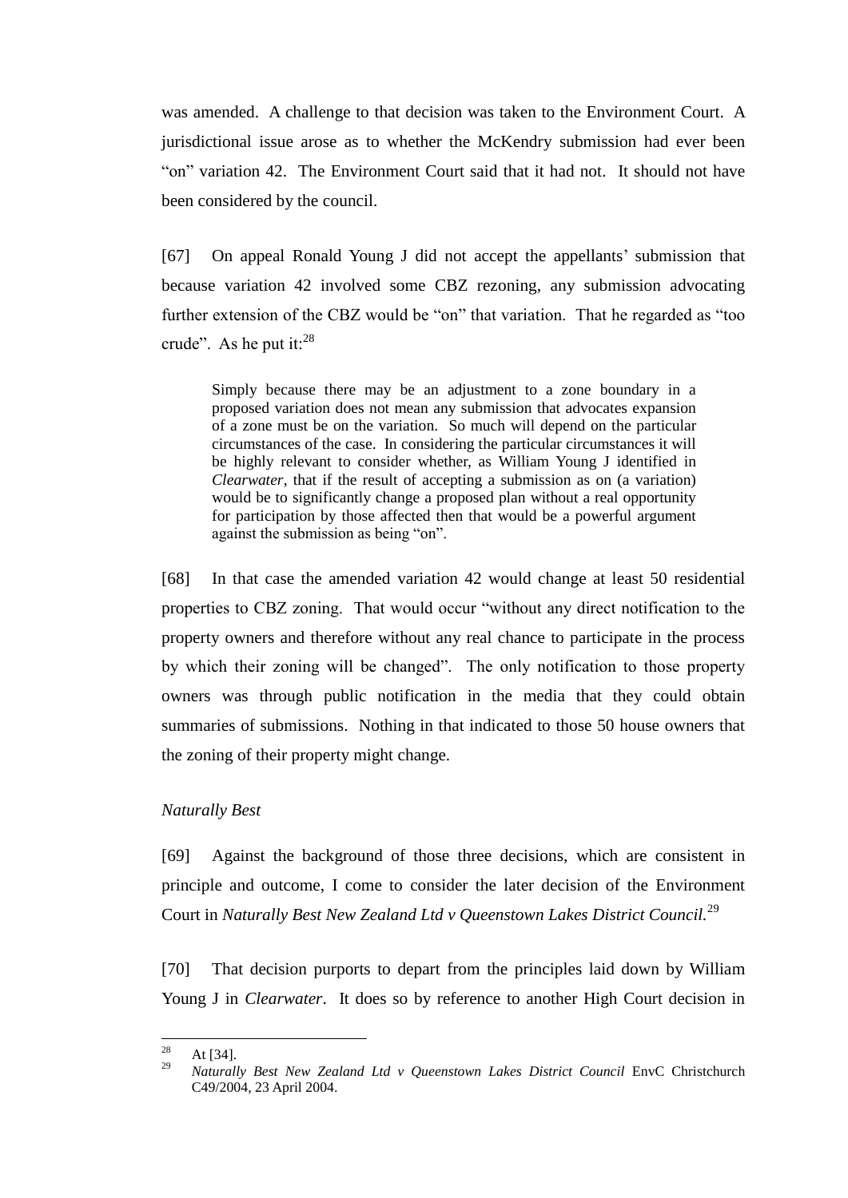was amended. A challenge to that decision was taken to the Environment Court. A jurisdictional issue arose as to whether the McKendry submission had ever been "on" variation 42. The Environment Court said that it had not. It should not have been considered by the council.

[67] On appeal Ronald Young J did not accept the appellants' submission that because variation 42 involved some CBZ rezoning, any submission advocating further extension of the CBZ would be "on" that variation. That he regarded as "too crude". As he put it:[28]

> Simply because there may be an adjustment to a zone boundary in a proposed variation does not mean any submission that advocates expansion of a zone must be on the variation. So much will depend on the particular circumstances of the case. In considering the particular circumstances it will be highly relevant to consider whether, as William Young J identified in *Clearwater*, that if the result of accepting a submission as on (a variation) would be to significantly change a proposed plan without a real opportunity for participation by those affected then that would be a powerful argument against the submission as being "on".

[68] In that case the amended variation 42 would change at least 50 residential properties to CBZ zoning. That would occur "without any direct notification to the property owners and therefore without any real chance to participate in the process by which their zoning will be changed". The only notification to those property owners was through public notification in the media that they could obtain summaries of submissions. Nothing in that indicated to those 50 house owners that the zoning of their property might change.

*Naturally Best*

[69] Against the background of those three decisions, which are consistent in principle and outcome, I come to consider the later decision of the Environment Court in *Naturally Best New Zealand Ltd v Queenstown Lakes District Council.*[29]

[70] That decision purports to depart from the principles laid down by William Young J in *Clearwater*. It does so by reference to another High Court decision in

---

[28] At [34].

[29] *Naturally Best New Zealand Ltd v Queenstown Lakes District Council* EnvC Christchurch C49/2004, 23 April 2004.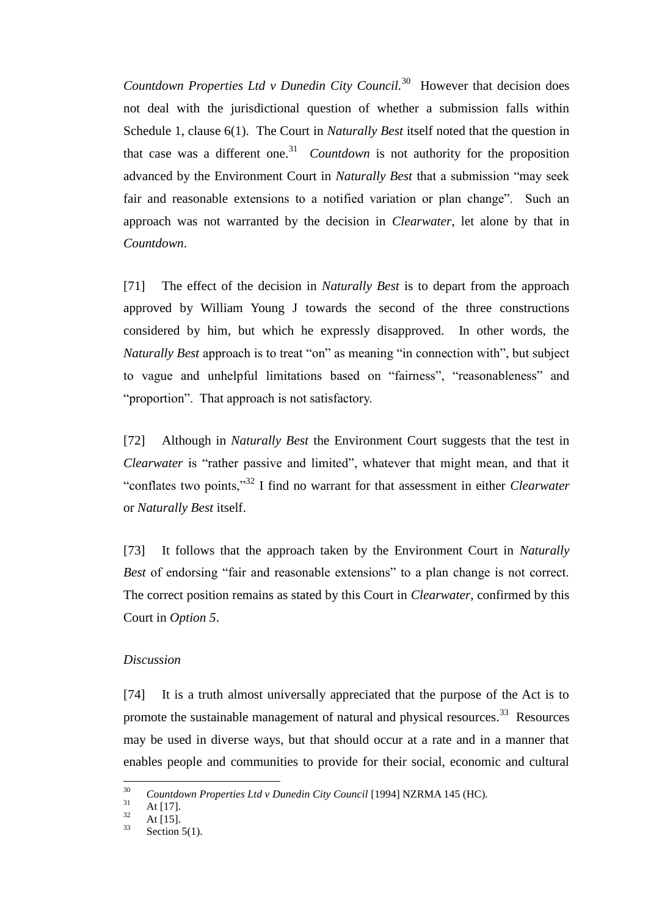*Countdown Properties Ltd v Dunedin City Council.*[30] However that decision does not deal with the jurisdictional question of whether a submission falls within Schedule 1, clause 6(1). The Court in *Naturally Best* itself noted that the question in that case was a different one.[31] *Countdown* is not authority for the proposition advanced by the Environment Court in *Naturally Best* that a submission "may seek fair and reasonable extensions to a notified variation or plan change". Such an approach was not warranted by the decision in *Clearwater*, let alone by that in *Countdown*.

[71] The effect of the decision in *Naturally Best* is to depart from the approach approved by William Young J towards the second of the three constructions considered by him, but which he expressly disapproved. In other words, the *Naturally Best* approach is to treat "on" as meaning "in connection with", but subject to vague and unhelpful limitations based on "fairness", "reasonableness" and "proportion". That approach is not satisfactory.

[72] Although in *Naturally Best* the Environment Court suggests that the test in *Clearwater* is "rather passive and limited", whatever that might mean, and that it "conflates two points,"[32] I find no warrant for that assessment in either *Clearwater* or *Naturally Best* itself.

[73] It follows that the approach taken by the Environment Court in *Naturally Best* of endorsing "fair and reasonable extensions" to a plan change is not correct. The correct position remains as stated by this Court in *Clearwater*, confirmed by this Court in *Option 5*.

*Discussion*

[74] It is a truth almost universally appreciated that the purpose of the Act is to promote the sustainable management of natural and physical resources.[33] Resources may be used in diverse ways, but that should occur at a rate and in a manner that enables people and communities to provide for their social, economic and cultural

---

[30] *Countdown Properties Ltd v Dunedin City Council* [1994] NZRMA 145 (HC).

[31] At [17].

[32] At [15].

[33] Section 5(1).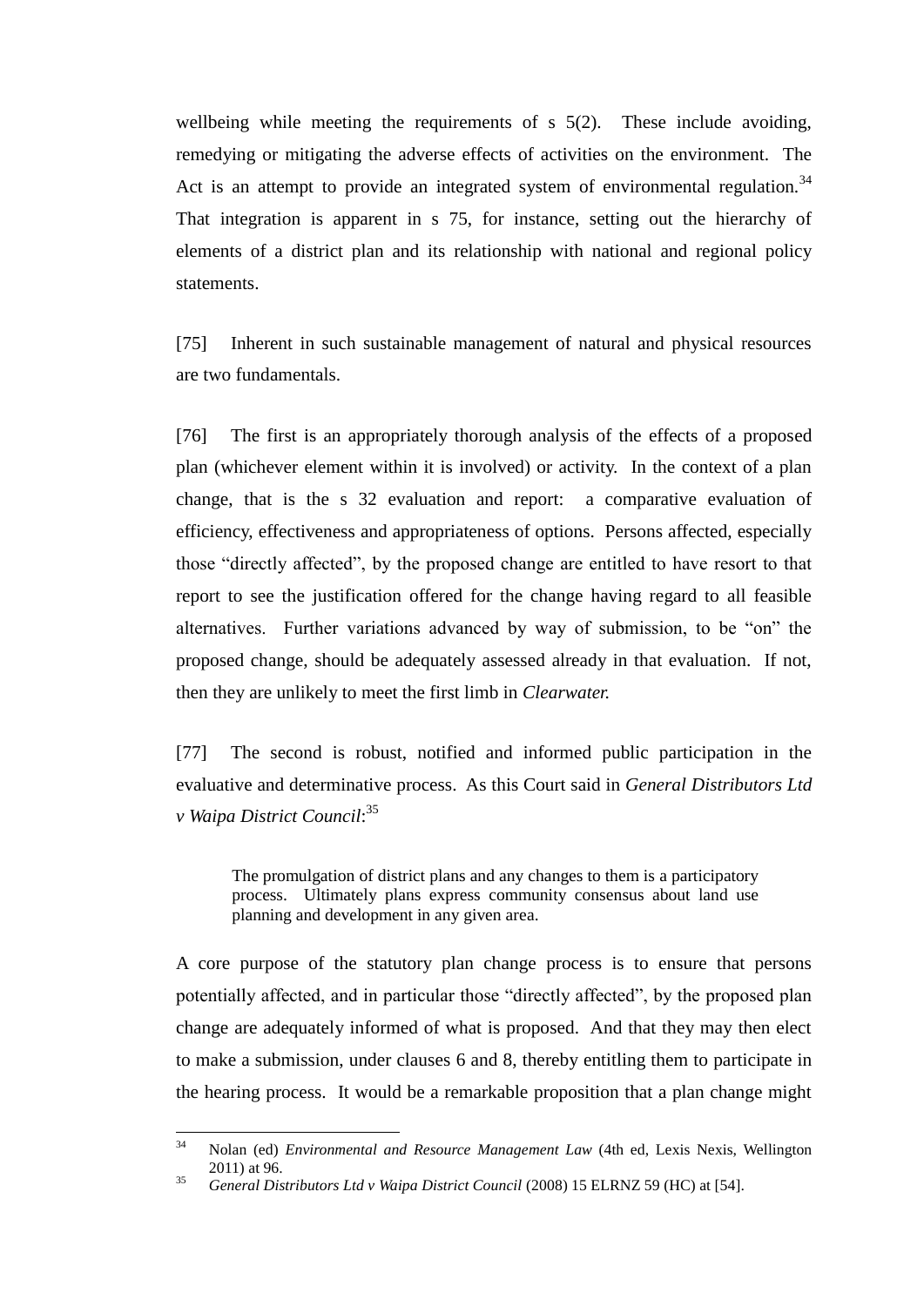wellbeing while meeting the requirements of s 5(2). These include avoiding, remedying or mitigating the adverse effects of activities on the environment. The Act is an attempt to provide an integrated system of environmental regulation.[34] That integration is apparent in s 75, for instance, setting out the hierarchy of elements of a district plan and its relationship with national and regional policy statements.

[75] Inherent in such sustainable management of natural and physical resources are two fundamentals.

[76] The first is an appropriately thorough analysis of the effects of a proposed plan (whichever element within it is involved) or activity. In the context of a plan change, that is the s 32 evaluation and report: a comparative evaluation of efficiency, effectiveness and appropriateness of options. Persons affected, especially those "directly affected", by the proposed change are entitled to have resort to that report to see the justification offered for the change having regard to all feasible alternatives. Further variations advanced by way of submission, to be "on" the proposed change, should be adequately assessed already in that evaluation. If not, then they are unlikely to meet the first limb in *Clearwater.*

[77] The second is robust, notified and informed public participation in the evaluative and determinative process. As this Court said in *General Distributors Ltd v Waipa District Council*:[35]

> The promulgation of district plans and any changes to them is a participatory process. Ultimately plans express community consensus about land use planning and development in any given area.

A core purpose of the statutory plan change process is to ensure that persons potentially affected, and in particular those "directly affected", by the proposed plan change are adequately informed of what is proposed. And that they may then elect to make a submission, under clauses 6 and 8, thereby entitling them to participate in the hearing process. It would be a remarkable proposition that a plan change might

---

[34] Nolan (ed) *Environmental and Resource Management Law* (4th ed, Lexis Nexis, Wellington 2011) at 96.

[35] *General Distributors Ltd v Waipa District Council* (2008) 15 ELRNZ 59 (HC) at [54].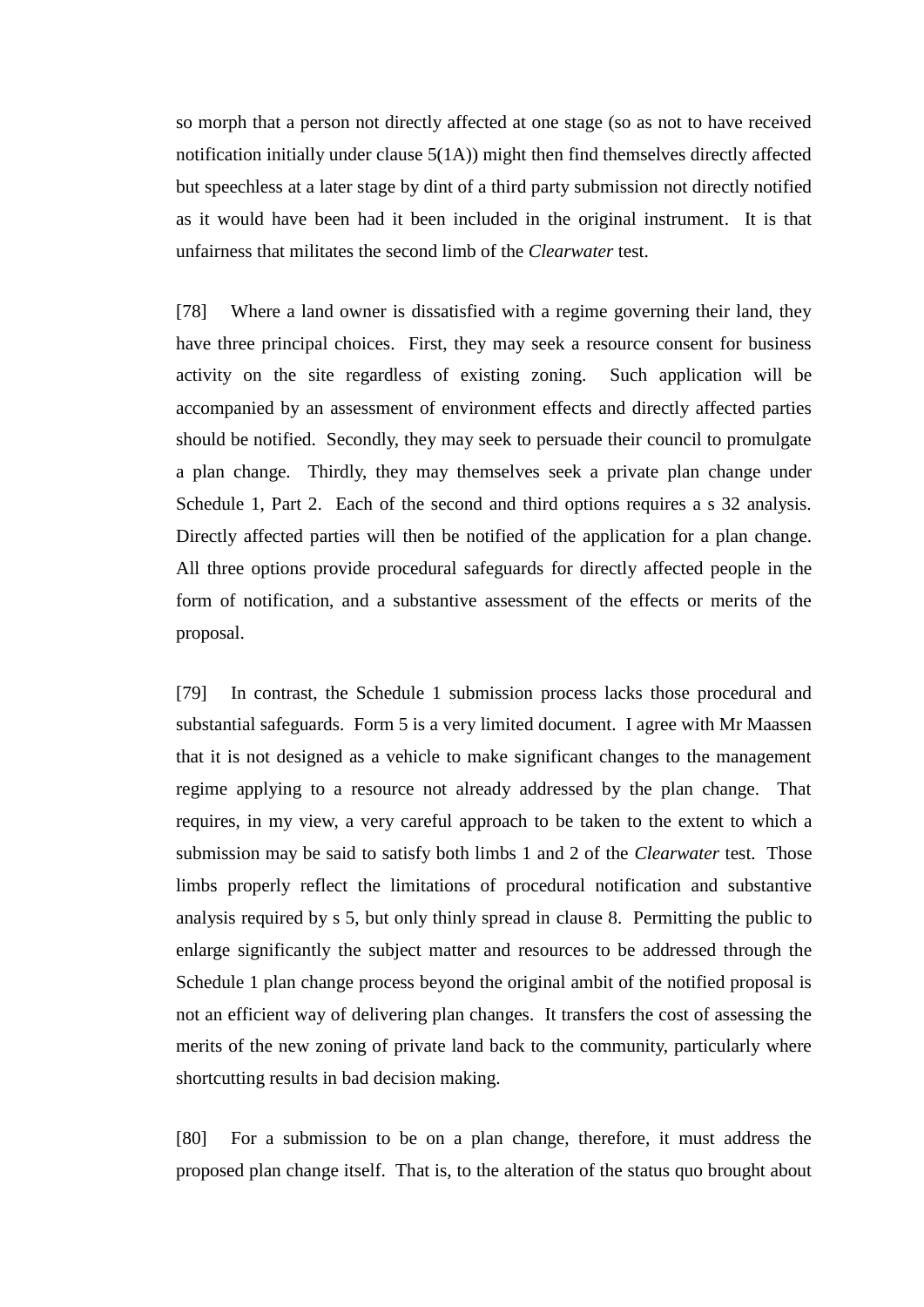so morph that a person not directly affected at one stage (so as not to have received notification initially under clause 5(1A)) might then find themselves directly affected but speechless at a later stage by dint of a third party submission not directly notified as it would have been had it been included in the original instrument. It is that unfairness that militates the second limb of the *Clearwater* test.

[78] Where a land owner is dissatisfied with a regime governing their land, they have three principal choices. First, they may seek a resource consent for business activity on the site regardless of existing zoning. Such application will be accompanied by an assessment of environment effects and directly affected parties should be notified. Secondly, they may seek to persuade their council to promulgate a plan change. Thirdly, they may themselves seek a private plan change under Schedule 1, Part 2. Each of the second and third options requires a s 32 analysis. Directly affected parties will then be notified of the application for a plan change. All three options provide procedural safeguards for directly affected people in the form of notification, and a substantive assessment of the effects or merits of the proposal.

[79] In contrast, the Schedule 1 submission process lacks those procedural and substantial safeguards. Form 5 is a very limited document. I agree with Mr Maassen that it is not designed as a vehicle to make significant changes to the management regime applying to a resource not already addressed by the plan change. That requires, in my view, a very careful approach to be taken to the extent to which a submission may be said to satisfy both limbs 1 and 2 of the *Clearwater* test. Those limbs properly reflect the limitations of procedural notification and substantive analysis required by s 5, but only thinly spread in clause 8. Permitting the public to enlarge significantly the subject matter and resources to be addressed through the Schedule 1 plan change process beyond the original ambit of the notified proposal is not an efficient way of delivering plan changes. It transfers the cost of assessing the merits of the new zoning of private land back to the community, particularly where shortcutting results in bad decision making.

[80] For a submission to be on a plan change, therefore, it must address the proposed plan change itself. That is, to the alteration of the status quo brought about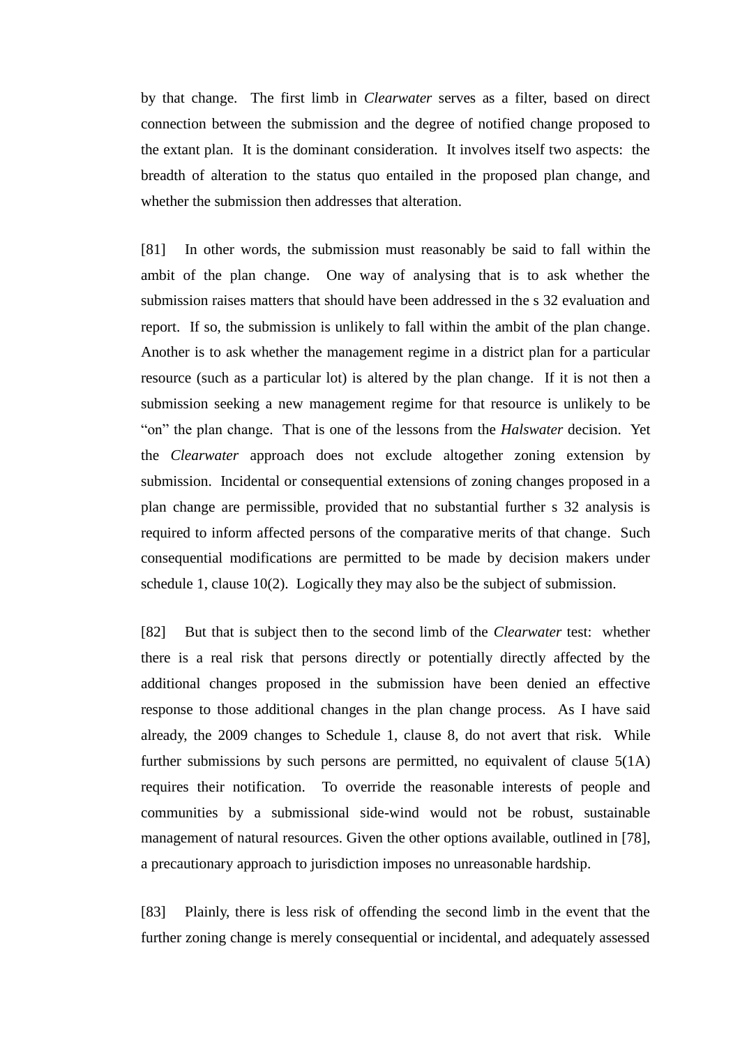by that change. The first limb in *Clearwater* serves as a filter, based on direct connection between the submission and the degree of notified change proposed to the extant plan. It is the dominant consideration. It involves itself two aspects: the breadth of alteration to the status quo entailed in the proposed plan change, and whether the submission then addresses that alteration.

[81] In other words, the submission must reasonably be said to fall within the ambit of the plan change. One way of analysing that is to ask whether the submission raises matters that should have been addressed in the s 32 evaluation and report. If so, the submission is unlikely to fall within the ambit of the plan change. Another is to ask whether the management regime in a district plan for a particular resource (such as a particular lot) is altered by the plan change. If it is not then a submission seeking a new management regime for that resource is unlikely to be "on" the plan change. That is one of the lessons from the *Halswater* decision. Yet the *Clearwater* approach does not exclude altogether zoning extension by submission. Incidental or consequential extensions of zoning changes proposed in a plan change are permissible, provided that no substantial further s 32 analysis is required to inform affected persons of the comparative merits of that change. Such consequential modifications are permitted to be made by decision makers under schedule 1, clause 10(2). Logically they may also be the subject of submission.

[82] But that is subject then to the second limb of the *Clearwater* test: whether there is a real risk that persons directly or potentially directly affected by the additional changes proposed in the submission have been denied an effective response to those additional changes in the plan change process. As I have said already, the 2009 changes to Schedule 1, clause 8, do not avert that risk. While further submissions by such persons are permitted, no equivalent of clause 5(1A) requires their notification. To override the reasonable interests of people and communities by a submissional side-wind would not be robust, sustainable management of natural resources. Given the other options available, outlined in [78], a precautionary approach to jurisdiction imposes no unreasonable hardship.

[83] Plainly, there is less risk of offending the second limb in the event that the further zoning change is merely consequential or incidental, and adequately assessed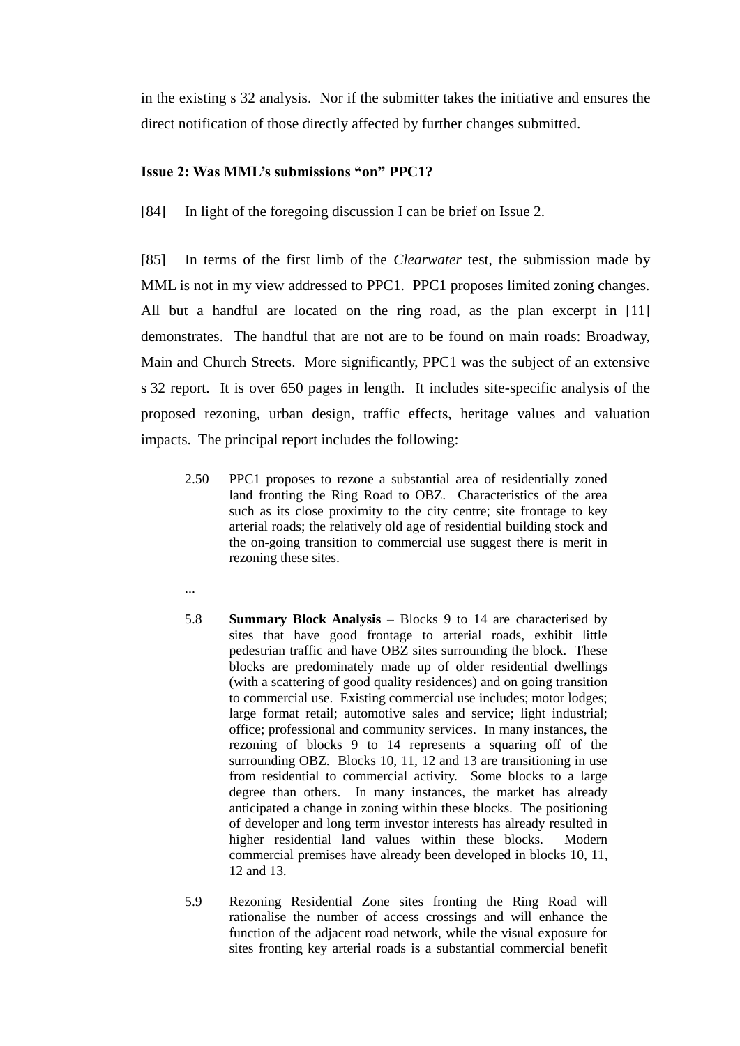in the existing s 32 analysis. Nor if the submitter takes the initiative and ensures the direct notification of those directly affected by further changes submitted.

### Issue 2: Was MML's submissions "on" PPC1?

[84] In light of the foregoing discussion I can be brief on Issue 2.

[85] In terms of the first limb of the *Clearwater* test, the submission made by MML is not in my view addressed to PPC1. PPC1 proposes limited zoning changes. All but a handful are located on the ring road, as the plan excerpt in [11] demonstrates. The handful that are not are to be found on main roads: Broadway, Main and Church Streets. More significantly, PPC1 was the subject of an extensive s 32 report. It is over 650 pages in length. It includes site-specific analysis of the proposed rezoning, urban design, traffic effects, heritage values and valuation impacts. The principal report includes the following:

> 2.50 PPC1 proposes to rezone a substantial area of residentially zoned land fronting the Ring Road to OBZ. Characteristics of the area such as its close proximity to the city centre; site frontage to key arterial roads; the relatively old age of residential building stock and the on-going transition to commercial use suggest there is merit in rezoning these sites.
>
> ...
>
> 5.8 **Summary Block Analysis** – Blocks 9 to 14 are characterised by sites that have good frontage to arterial roads, exhibit little pedestrian traffic and have OBZ sites surrounding the block. These blocks are predominately made up of older residential dwellings (with a scattering of good quality residences) and on going transition to commercial use. Existing commercial use includes; motor lodges; large format retail; automotive sales and service; light industrial; office; professional and community services. In many instances, the rezoning of blocks 9 to 14 represents a squaring off of the surrounding OBZ. Blocks 10, 11, 12 and 13 are transitioning in use from residential to commercial activity. Some blocks to a large degree than others. In many instances, the market has already anticipated a change in zoning within these blocks. The positioning of developer and long term investor interests has already resulted in higher residential land values within these blocks. Modern commercial premises have already been developed in blocks 10, 11, 12 and 13.
>
> 5.9 Rezoning Residential Zone sites fronting the Ring Road will rationalise the number of access crossings and will enhance the function of the adjacent road network, while the visual exposure for sites fronting key arterial roads is a substantial commercial benefit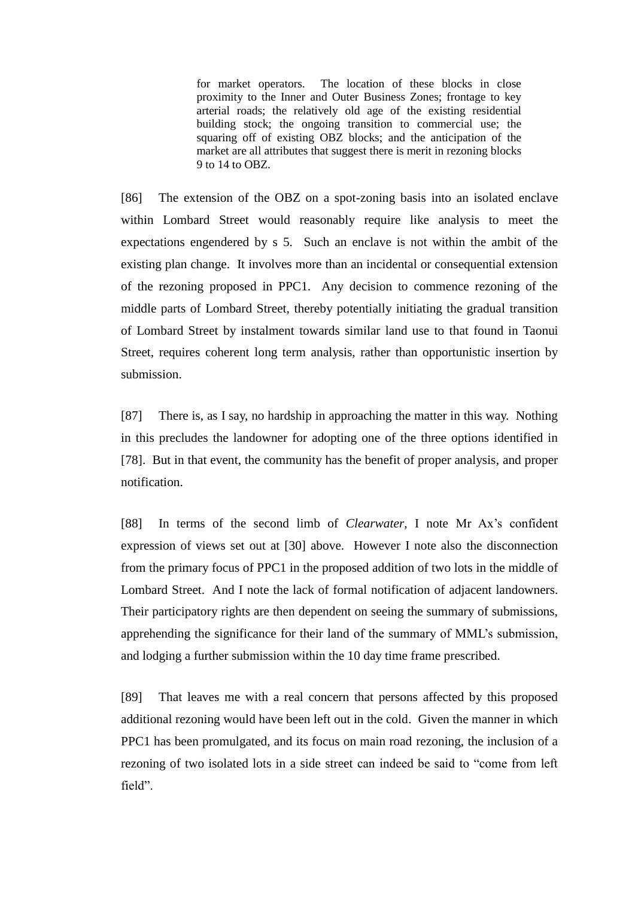> for market operators. The location of these blocks in close proximity to the Inner and Outer Business Zones; frontage to key arterial roads; the relatively old age of the existing residential building stock; the ongoing transition to commercial use; the squaring off of existing OBZ blocks; and the anticipation of the market are all attributes that suggest there is merit in rezoning blocks 9 to 14 to OBZ.

[86] The extension of the OBZ on a spot-zoning basis into an isolated enclave within Lombard Street would reasonably require like analysis to meet the expectations engendered by s 5. Such an enclave is not within the ambit of the existing plan change. It involves more than an incidental or consequential extension of the rezoning proposed in PPC1. Any decision to commence rezoning of the middle parts of Lombard Street, thereby potentially initiating the gradual transition of Lombard Street by instalment towards similar land use to that found in Taonui Street, requires coherent long term analysis, rather than opportunistic insertion by submission.

[87] There is, as I say, no hardship in approaching the matter in this way. Nothing in this precludes the landowner for adopting one of the three options identified in [78]. But in that event, the community has the benefit of proper analysis, and proper notification.

[88] In terms of the second limb of *Clearwater*, I note Mr Ax's confident expression of views set out at [30] above. However I note also the disconnection from the primary focus of PPC1 in the proposed addition of two lots in the middle of Lombard Street. And I note the lack of formal notification of adjacent landowners. Their participatory rights are then dependent on seeing the summary of submissions, apprehending the significance for their land of the summary of MML's submission, and lodging a further submission within the 10 day time frame prescribed.

[89] That leaves me with a real concern that persons affected by this proposed additional rezoning would have been left out in the cold. Given the manner in which PPC1 has been promulgated, and its focus on main road rezoning, the inclusion of a rezoning of two isolated lots in a side street can indeed be said to "come from left field".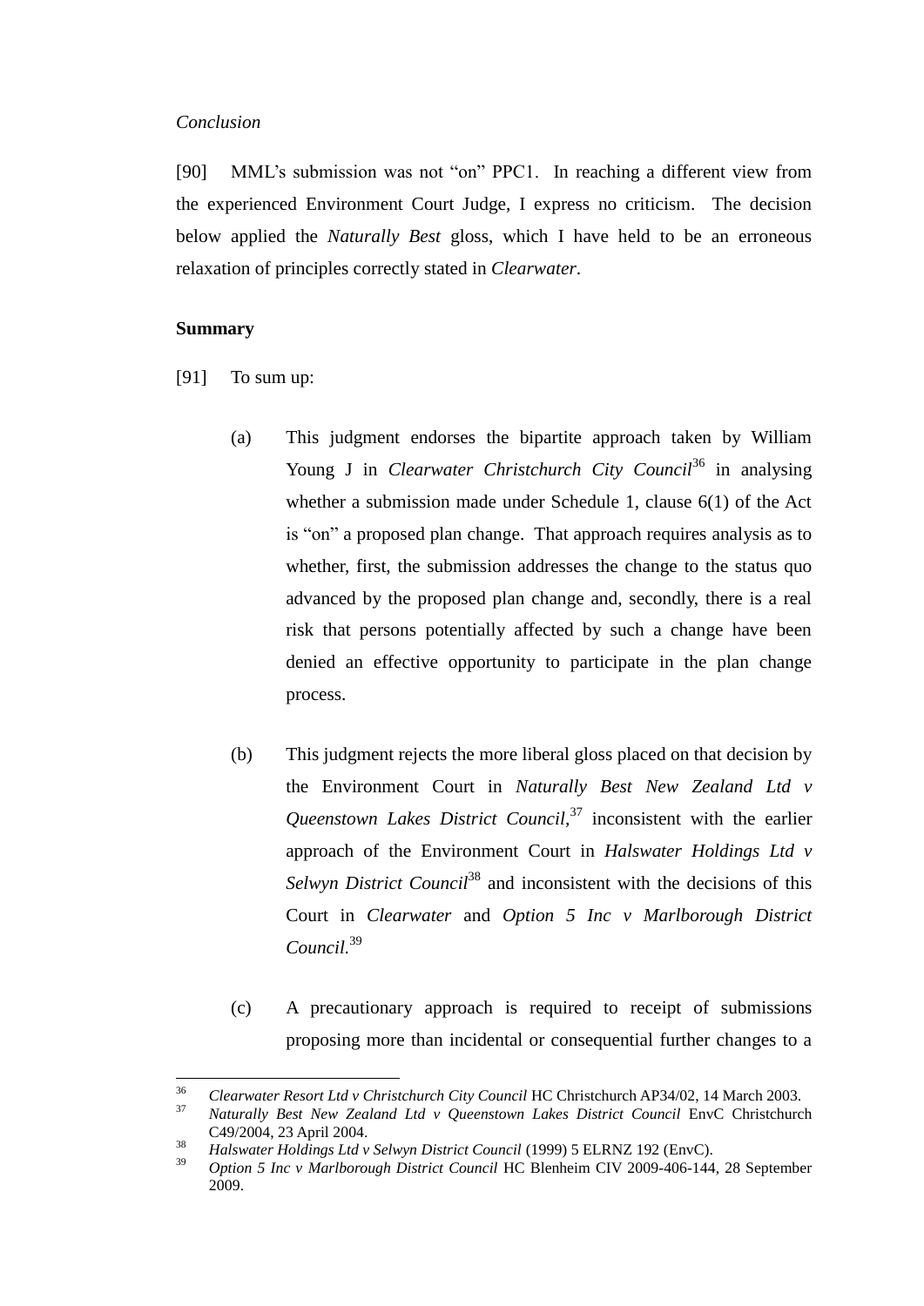*Conclusion*

[90] MML's submission was not "on" PPC1. In reaching a different view from the experienced Environment Court Judge, I express no criticism. The decision below applied the *Naturally Best* gloss, which I have held to be an erroneous relaxation of principles correctly stated in *Clearwater*.

**Summary**

[91] To sum up:

(a) This judgment endorses the bipartite approach taken by William Young J in *Clearwater Christchurch City Council*[36] in analysing whether a submission made under Schedule 1, clause 6(1) of the Act is "on" a proposed plan change. That approach requires analysis as to whether, first, the submission addresses the change to the status quo advanced by the proposed plan change and, secondly, there is a real risk that persons potentially affected by such a change have been denied an effective opportunity to participate in the plan change process.

(b) This judgment rejects the more liberal gloss placed on that decision by the Environment Court in *Naturally Best New Zealand Ltd v Queenstown Lakes District Council,*[37] inconsistent with the earlier approach of the Environment Court in *Halswater Holdings Ltd v Selwyn District Council*[38] and inconsistent with the decisions of this Court in *Clearwater* and *Option 5 Inc v Marlborough District Council.*[39]

(c) A precautionary approach is required to receipt of submissions proposing more than incidental or consequential further changes to a

---

[36] *Clearwater Resort Ltd v Christchurch City Council* HC Christchurch AP34/02, 14 March 2003.

[37] *Naturally Best New Zealand Ltd v Queenstown Lakes District Council* EnvC Christchurch C49/2004, 23 April 2004.

[38] *Halswater Holdings Ltd v Selwyn District Council* (1999) 5 ELRNZ 192 (EnvC).

[39] *Option 5 Inc v Marlborough District Council* HC Blenheim CIV 2009-406-144, 28 September 2009.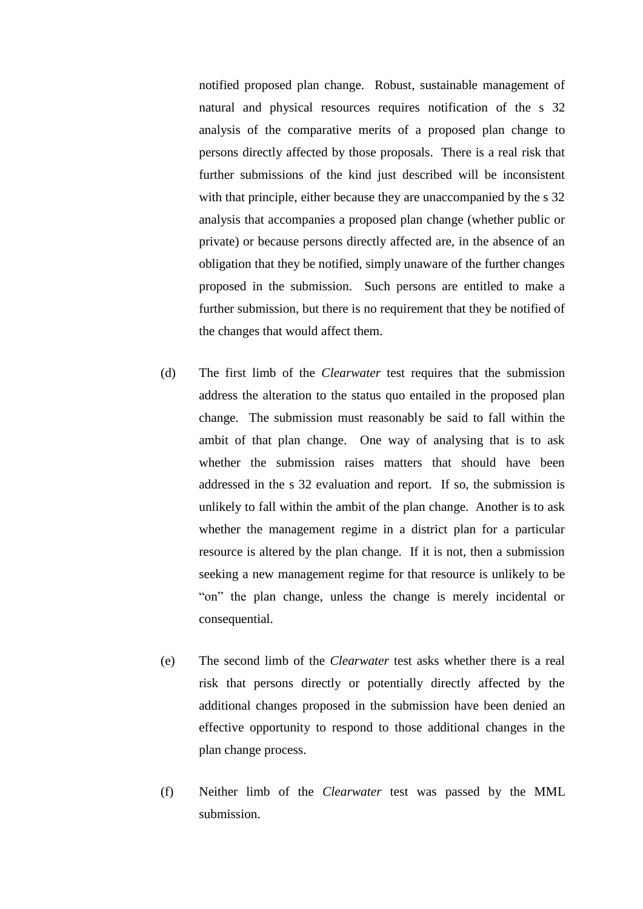notified proposed plan change. Robust, sustainable management of natural and physical resources requires notification of the s 32 analysis of the comparative merits of a proposed plan change to persons directly affected by those proposals. There is a real risk that further submissions of the kind just described will be inconsistent with that principle, either because they are unaccompanied by the s 32 analysis that accompanies a proposed plan change (whether public or private) or because persons directly affected are, in the absence of an obligation that they be notified, simply unaware of the further changes proposed in the submission. Such persons are entitled to make a further submission, but there is no requirement that they be notified of the changes that would affect them.

(d) The first limb of the *Clearwater* test requires that the submission address the alteration to the status quo entailed in the proposed plan change. The submission must reasonably be said to fall within the ambit of that plan change. One way of analysing that is to ask whether the submission raises matters that should have been addressed in the s 32 evaluation and report. If so, the submission is unlikely to fall within the ambit of the plan change. Another is to ask whether the management regime in a district plan for a particular resource is altered by the plan change. If it is not, then a submission seeking a new management regime for that resource is unlikely to be "on" the plan change, unless the change is merely incidental or consequential.

(e) The second limb of the *Clearwater* test asks whether there is a real risk that persons directly or potentially directly affected by the additional changes proposed in the submission have been denied an effective opportunity to respond to those additional changes in the plan change process.

(f) Neither limb of the *Clearwater* test was passed by the MML submission.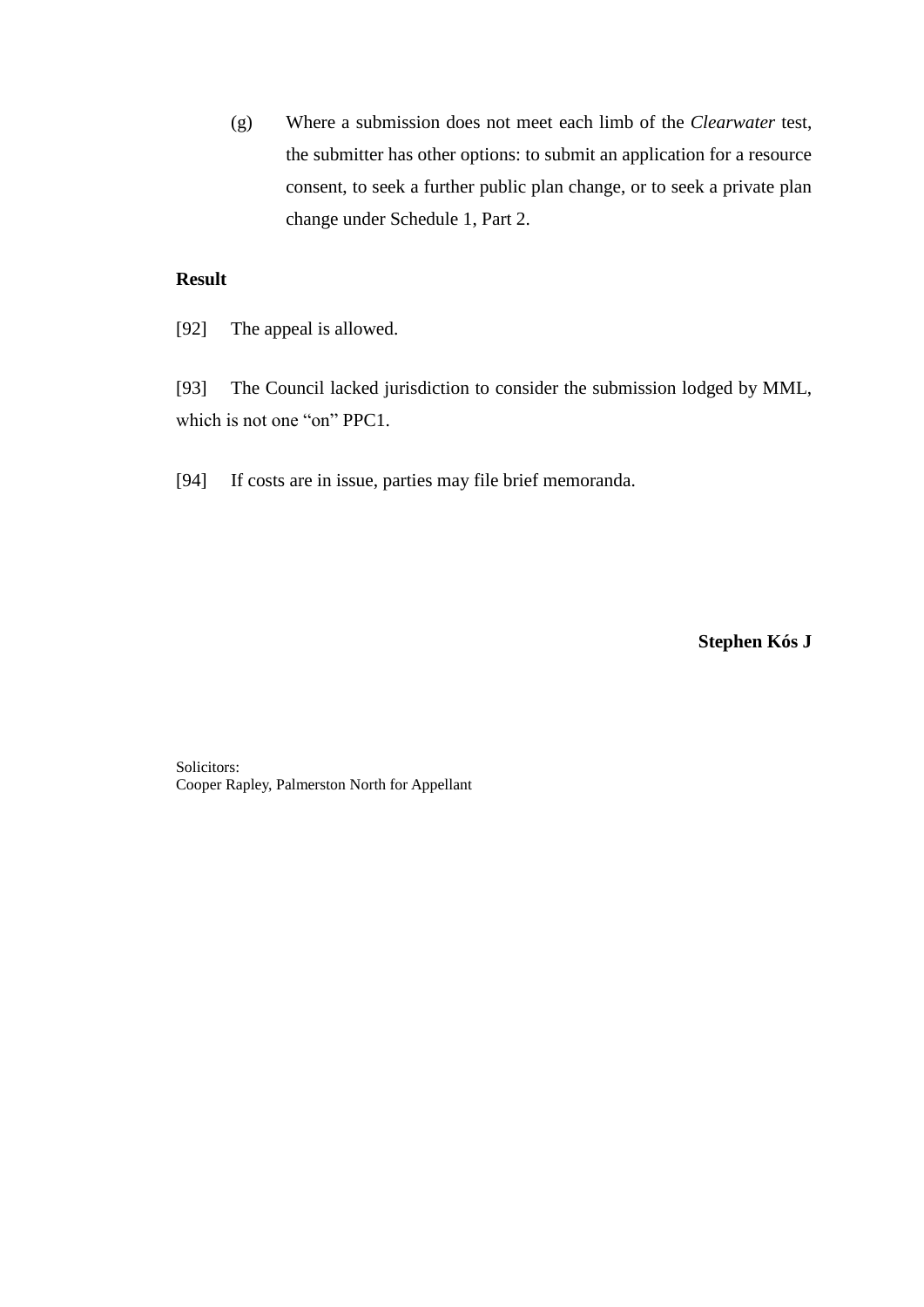(g) Where a submission does not meet each limb of the *Clearwater* test, the submitter has other options: to submit an application for a resource consent, to seek a further public plan change, or to seek a private plan change under Schedule 1, Part 2.

**Result**

[92] The appeal is allowed.

[93] The Council lacked jurisdiction to consider the submission lodged by MML, which is not one "on" PPC1.

[94] If costs are in issue, parties may file brief memoranda.

**Stephen Kós J**

Solicitors:
Cooper Rapley, Palmerston North for Appellant